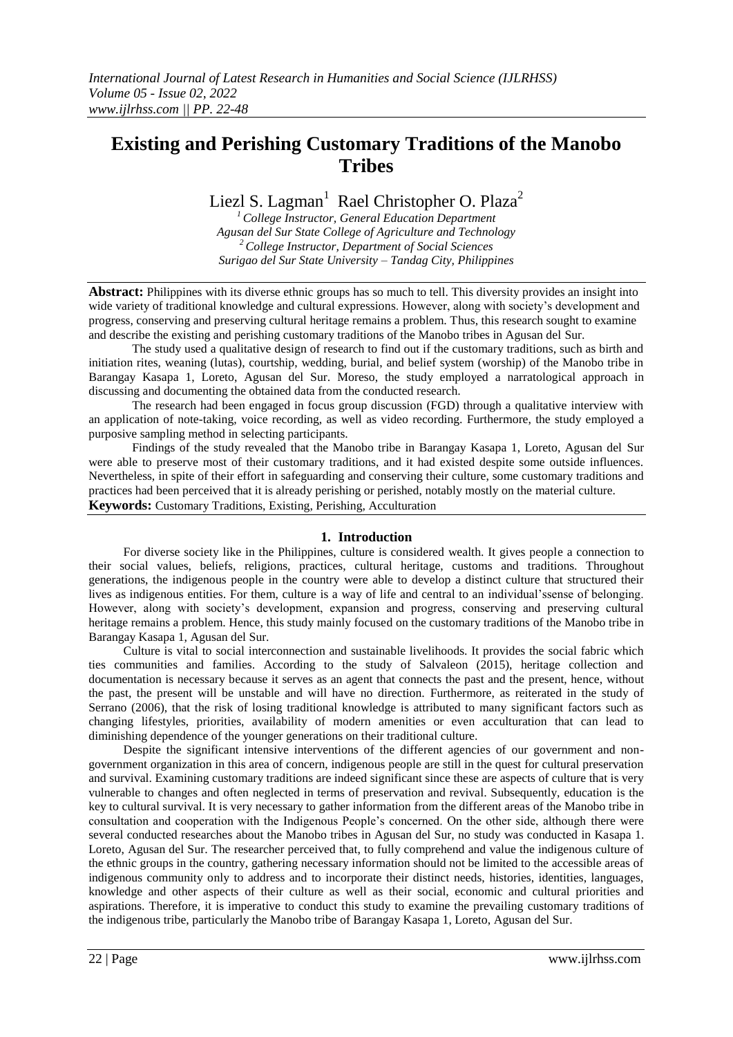# Existing and Perishing Customary Traditions of the Manobo Tribes

Liezl S. Lagman[1] Rael Christopher O. Plaza[2]

[1] *College Instructor, General Education Department*
*Agusan del Sur State College of Agriculture and Technology*
[2] *College Instructor, Department of Social Sciences*
*Surigao del Sur State University – Tandag City, Philippines*

**Abstract:** Philippines with its diverse ethnic groups has so much to tell. This diversity provides an insight into wide variety of traditional knowledge and cultural expressions. However, along with society's development and progress, conserving and preserving cultural heritage remains a problem. Thus, this research sought to examine and describe the existing and perishing customary traditions of the Manobo tribes in Agusan del Sur.

The study used a qualitative design of research to find out if the customary traditions, such as birth and initiation rites, weaning (lutas), courtship, wedding, burial, and belief system (worship) of the Manobo tribe in Barangay Kasapa 1, Loreto, Agusan del Sur. Moreso, the study employed a narratological approach in discussing and documenting the obtained data from the conducted research.

The research had been engaged in focus group discussion (FGD) through a qualitative interview with an application of note-taking, voice recording, as well as video recording. Furthermore, the study employed a purposive sampling method in selecting participants.

Findings of the study revealed that the Manobo tribe in Barangay Kasapa 1, Loreto, Agusan del Sur were able to preserve most of their customary traditions, and it had existed despite some outside influences. Nevertheless, in spite of their effort in safeguarding and conserving their culture, some customary traditions and practices had been perceived that it is already perishing or perished, notably mostly on the material culture.

**Keywords:** Customary Traditions, Existing, Perishing, Acculturation

## 1. Introduction

For diverse society like in the Philippines, culture is considered wealth. It gives people a connection to their social values, beliefs, religions, practices, cultural heritage, customs and traditions. Throughout generations, the indigenous people in the country were able to develop a distinct culture that structured their lives as indigenous entities. For them, culture is a way of life and central to an individual'ssense of belonging. However, along with society's development, expansion and progress, conserving and preserving cultural heritage remains a problem. Hence, this study mainly focused on the customary traditions of the Manobo tribe in Barangay Kasapa 1, Agusan del Sur.

Culture is vital to social interconnection and sustainable livelihoods. It provides the social fabric which ties communities and families. According to the study of Salvaleon (2015), heritage collection and documentation is necessary because it serves as an agent that connects the past and the present, hence, without the past, the present will be unstable and will have no direction. Furthermore, as reiterated in the study of Serrano (2006), that the risk of losing traditional knowledge is attributed to many significant factors such as changing lifestyles, priorities, availability of modern amenities or even acculturation that can lead to diminishing dependence of the younger generations on their traditional culture.

Despite the significant intensive interventions of the different agencies of our government and non-government organization in this area of concern, indigenous people are still in the quest for cultural preservation and survival. Examining customary traditions are indeed significant since these are aspects of culture that is very vulnerable to changes and often neglected in terms of preservation and revival. Subsequently, education is the key to cultural survival. It is very necessary to gather information from the different areas of the Manobo tribe in consultation and cooperation with the Indigenous People's concerned. On the other side, although there were several conducted researches about the Manobo tribes in Agusan del Sur, no study was conducted in Kasapa 1. Loreto, Agusan del Sur. The researcher perceived that, to fully comprehend and value the indigenous culture of the ethnic groups in the country, gathering necessary information should not be limited to the accessible areas of indigenous community only to address and to incorporate their distinct needs, histories, identities, languages, knowledge and other aspects of their culture as well as their social, economic and cultural priorities and aspirations. Therefore, it is imperative to conduct this study to examine the prevailing customary traditions of the indigenous tribe, particularly the Manobo tribe of Barangay Kasapa 1, Loreto, Agusan del Sur.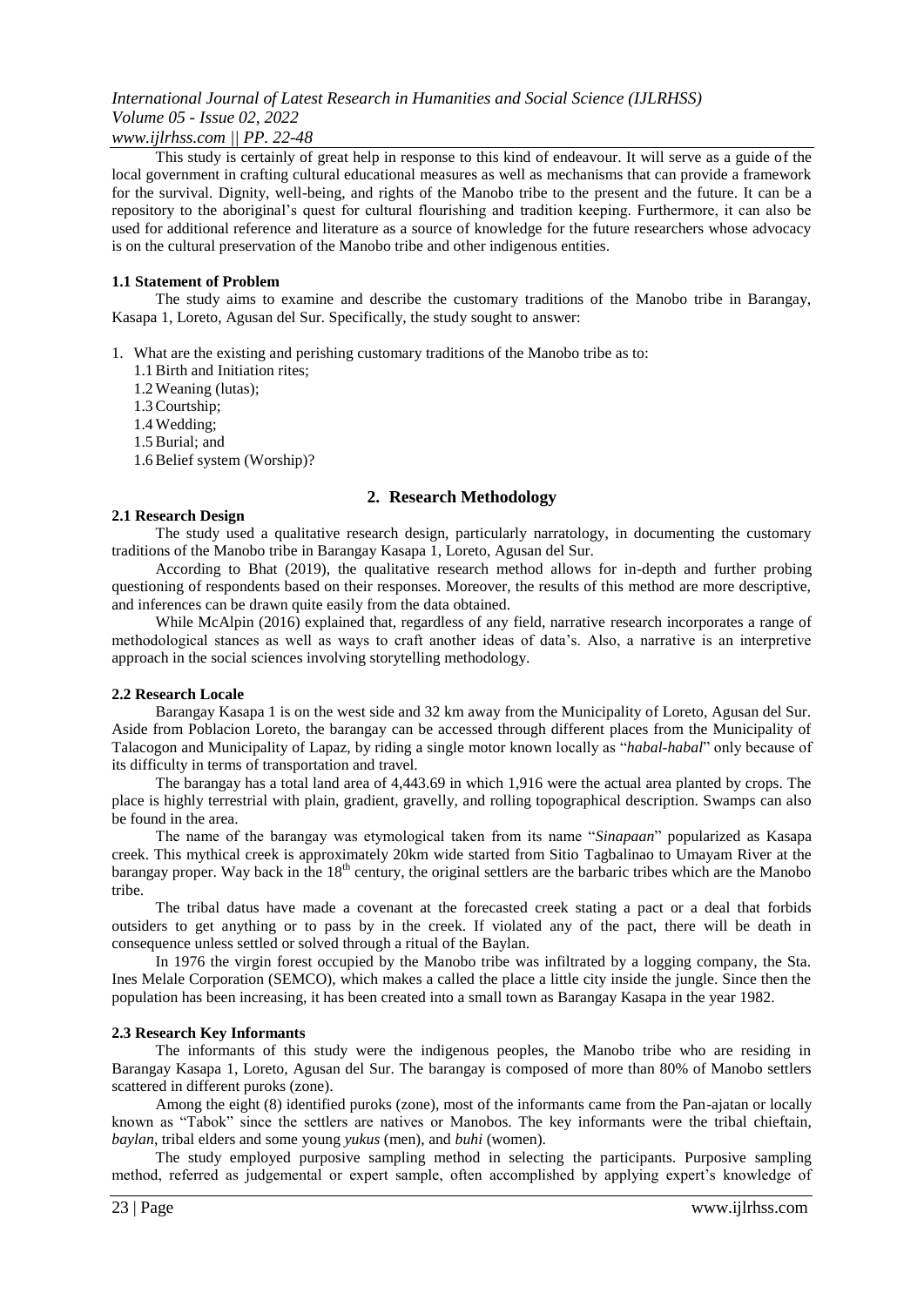This study is certainly of great help in response to this kind of endeavour. It will serve as a guide of the local government in crafting cultural educational measures as well as mechanisms that can provide a framework for the survival. Dignity, well-being, and rights of the Manobo tribe to the present and the future. It can be a repository to the aboriginal's quest for cultural flourishing and tradition keeping. Furthermore, it can also be used for additional reference and literature as a source of knowledge for the future researchers whose advocacy is on the cultural preservation of the Manobo tribe and other indigenous entities.

### 1.1 Statement of Problem

The study aims to examine and describe the customary traditions of the Manobo tribe in Barangay, Kasapa 1, Loreto, Agusan del Sur. Specifically, the study sought to answer:

1. What are the existing and perishing customary traditions of the Manobo tribe as to:
   - 1.1 Birth and Initiation rites;
   - 1.2 Weaning (lutas);
   - 1.3 Courtship;
   - 1.4 Wedding;
   - 1.5 Burial; and
   - 1.6 Belief system (Worship)?

## 2. Research Methodology

### 2.1 Research Design

The study used a qualitative research design, particularly narratology, in documenting the customary traditions of the Manobo tribe in Barangay Kasapa 1, Loreto, Agusan del Sur.

According to Bhat (2019), the qualitative research method allows for in-depth and further probing questioning of respondents based on their responses. Moreover, the results of this method are more descriptive, and inferences can be drawn quite easily from the data obtained.

While McAlpin (2016) explained that, regardless of any field, narrative research incorporates a range of methodological stances as well as ways to craft another ideas of data's. Also, a narrative is an interpretive approach in the social sciences involving storytelling methodology.

### 2.2 Research Locale

Barangay Kasapa 1 is on the west side and 32 km away from the Municipality of Loreto, Agusan del Sur. Aside from Poblacion Loreto, the barangay can be accessed through different places from the Municipality of Talacogon and Municipality of Lapaz, by riding a single motor known locally as "*habal-habal*" only because of its difficulty in terms of transportation and travel.

The barangay has a total land area of 4,443.69 in which 1,916 were the actual area planted by crops. The place is highly terrestrial with plain, gradient, gravelly, and rolling topographical description. Swamps can also be found in the area.

The name of the barangay was etymological taken from its name "*Sinapaan*" popularized as Kasapa creek. This mythical creek is approximately 20km wide started from Sitio Tagbalinao to Umayam River at the barangay proper. Way back in the 18th century, the original settlers are the barbaric tribes which are the Manobo tribe.

The tribal datus have made a covenant at the forecasted creek stating a pact or a deal that forbids outsiders to get anything or to pass by in the creek. If violated any of the pact, there will be death in consequence unless settled or solved through a ritual of the Baylan.

In 1976 the virgin forest occupied by the Manobo tribe was infiltrated by a logging company, the Sta. Ines Melale Corporation (SEMCO), which makes a called the place a little city inside the jungle. Since then the population has been increasing, it has been created into a small town as Barangay Kasapa in the year 1982.

### 2.3 Research Key Informants

The informants of this study were the indigenous peoples, the Manobo tribe who are residing in Barangay Kasapa 1, Loreto, Agusan del Sur. The barangay is composed of more than 80% of Manobo settlers scattered in different puroks (zone).

Among the eight (8) identified puroks (zone), most of the informants came from the Pan-ajatan or locally known as "Tabok" since the settlers are natives or Manobos. The key informants were the tribal chieftain, *baylan*, tribal elders and some young *yukus* (men), and *buhi* (women).

The study employed purposive sampling method in selecting the participants. Purposive sampling method, referred as judgemental or expert sample, often accomplished by applying expert's knowledge of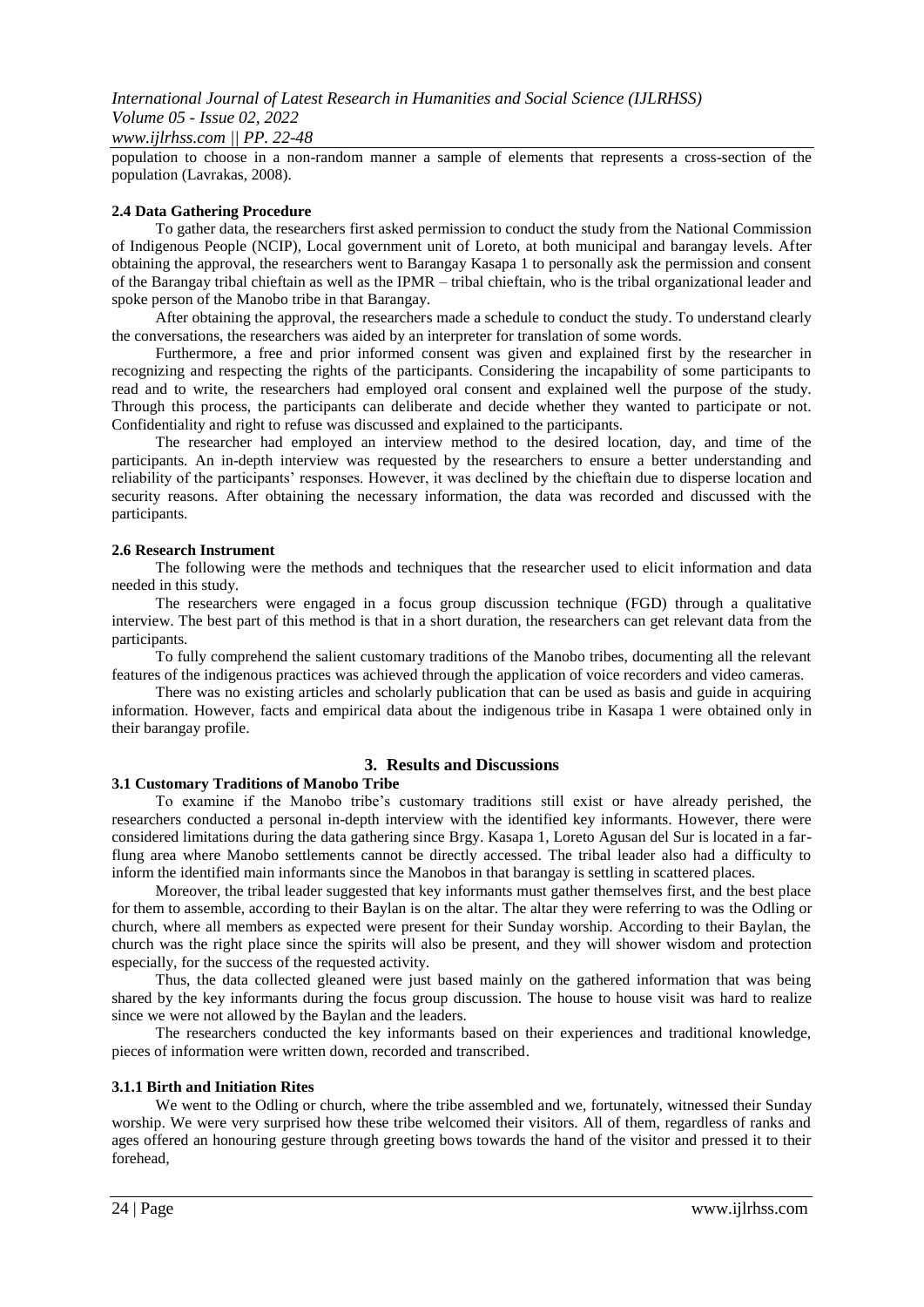population to choose in a non-random manner a sample of elements that represents a cross-section of the population (Lavrakas, 2008).

### 2.4 Data Gathering Procedure

To gather data, the researchers first asked permission to conduct the study from the National Commission of Indigenous People (NCIP), Local government unit of Loreto, at both municipal and barangay levels. After obtaining the approval, the researchers went to Barangay Kasapa 1 to personally ask the permission and consent of the Barangay tribal chieftain as well as the IPMR – tribal chieftain, who is the tribal organizational leader and spoke person of the Manobo tribe in that Barangay.

After obtaining the approval, the researchers made a schedule to conduct the study. To understand clearly the conversations, the researchers was aided by an interpreter for translation of some words.

Furthermore, a free and prior informed consent was given and explained first by the researcher in recognizing and respecting the rights of the participants. Considering the incapability of some participants to read and to write, the researchers had employed oral consent and explained well the purpose of the study. Through this process, the participants can deliberate and decide whether they wanted to participate or not. Confidentiality and right to refuse was discussed and explained to the participants.

The researcher had employed an interview method to the desired location, day, and time of the participants. An in-depth interview was requested by the researchers to ensure a better understanding and reliability of the participants' responses. However, it was declined by the chieftain due to disperse location and security reasons. After obtaining the necessary information, the data was recorded and discussed with the participants.

### 2.6 Research Instrument

The following were the methods and techniques that the researcher used to elicit information and data needed in this study.

The researchers were engaged in a focus group discussion technique (FGD) through a qualitative interview. The best part of this method is that in a short duration, the researchers can get relevant data from the participants.

To fully comprehend the salient customary traditions of the Manobo tribes, documenting all the relevant features of the indigenous practices was achieved through the application of voice recorders and video cameras.

There was no existing articles and scholarly publication that can be used as basis and guide in acquiring information. However, facts and empirical data about the indigenous tribe in Kasapa 1 were obtained only in their barangay profile.

## 3. Results and Discussions

### 3.1 Customary Traditions of Manobo Tribe

To examine if the Manobo tribe's customary traditions still exist or have already perished, the researchers conducted a personal in-depth interview with the identified key informants. However, there were considered limitations during the data gathering since Brgy. Kasapa 1, Loreto Agusan del Sur is located in a far-flung area where Manobo settlements cannot be directly accessed. The tribal leader also had a difficulty to inform the identified main informants since the Manobos in that barangay is settling in scattered places.

Moreover, the tribal leader suggested that key informants must gather themselves first, and the best place for them to assemble, according to their Baylan is on the altar. The altar they were referring to was the Odling or church, where all members as expected were present for their Sunday worship. According to their Baylan, the church was the right place since the spirits will also be present, and they will shower wisdom and protection especially, for the success of the requested activity.

Thus, the data collected gleaned were just based mainly on the gathered information that was being shared by the key informants during the focus group discussion. The house to house visit was hard to realize since we were not allowed by the Baylan and the leaders.

The researchers conducted the key informants based on their experiences and traditional knowledge, pieces of information were written down, recorded and transcribed.

#### 3.1.1 Birth and Initiation Rites

We went to the Odling or church, where the tribe assembled and we, fortunately, witnessed their Sunday worship. We were very surprised how these tribe welcomed their visitors. All of them, regardless of ranks and ages offered an honouring gesture through greeting bows towards the hand of the visitor and pressed it to their forehead,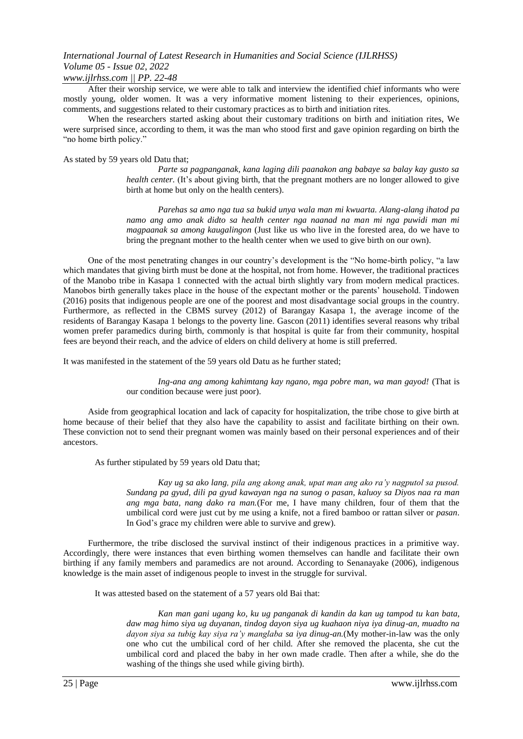After their worship service, we were able to talk and interview the identified chief informants who were mostly young, older women. It was a very informative moment listening to their experiences, opinions, comments, and suggestions related to their customary practices as to birth and initiation rites.

When the researchers started asking about their customary traditions on birth and initiation rites, We were surprised since, according to them, it was the man who stood first and gave opinion regarding on birth the "no home birth policy."

As stated by 59 years old Datu that;

> *Parte sa pagpanganak, kana laging dili paanakon ang babaye sa balay kay gusto sa health center.* (It's about giving birth, that the pregnant mothers are no longer allowed to give birth at home but only on the health centers).
>
> *Parehas sa amo nga tua sa bukid unya wala man mi kwuarta. Alang-alang ihatod pa namo ang amo anak didto sa health center nga naanad na man mi nga puwidi man mi magpaanak sa among kaugalingon* (Just like us who live in the forested area, do we have to bring the pregnant mother to the health center when we used to give birth on our own).

One of the most penetrating changes in our country's development is the "No home-birth policy, "a law which mandates that giving birth must be done at the hospital, not from home. However, the traditional practices of the Manobo tribe in Kasapa 1 connected with the actual birth slightly vary from modern medical practices. Manobos birth generally takes place in the house of the expectant mother or the parents' household. Tindowen (2016) posits that indigenous people are one of the poorest and most disadvantage social groups in the country. Furthermore, as reflected in the CBMS survey (2012) of Barangay Kasapa 1, the average income of the residents of Barangay Kasapa 1 belongs to the poverty line. Gascon (2011) identifies several reasons why tribal women prefer paramedics during birth, commonly is that hospital is quite far from their community, hospital fees are beyond their reach, and the advice of elders on child delivery at home is still preferred.

It was manifested in the statement of the 59 years old Datu as he further stated;

> *Ing-ana ang among kahimtang kay ngano, mga pobre man, wa man gayod!* (That is our condition because were just poor).

Aside from geographical location and lack of capacity for hospitalization, the tribe chose to give birth at home because of their belief that they also have the capability to assist and facilitate birthing on their own. These conviction not to send their pregnant women was mainly based on their personal experiences and of their ancestors.

As further stipulated by 59 years old Datu that;

> *Kay ug sa ako lang, pila ang akong anak, upat man ang ako ra'y nagputol sa pusod. Sundang pa gyud, dili pa gyud kawayan nga na sunog o pasan, kaluoy sa Diyos naa ra man ang mga bata, nang dako ra man.*(For me, I have many children, four of them that the umbilical cord were just cut by me using a knife, not a fired bamboo or rattan silver or *pasan*. In God's grace my children were able to survive and grew).

Furthermore, the tribe disclosed the survival instinct of their indigenous practices in a primitive way. Accordingly, there were instances that even birthing women themselves can handle and facilitate their own birthing if any family members and paramedics are not around. According to Senanayake (2006), indigenous knowledge is the main asset of indigenous people to invest in the struggle for survival.

It was attested based on the statement of a 57 years old Bai that:

> *Kan man gani ugang ko, ku ug panganak di kandin da kan ug tampod tu kan bata, daw mag himo siya ug duyanan, tindog dayon siya ug kuahaon niya iya dinug-an, muadto na dayon siya sa tubig kay siya ra'y manglaba sa iya dinug-an.*(My mother-in-law was the only one who cut the umbilical cord of her child. After she removed the placenta, she cut the umbilical cord and placed the baby in her own made cradle. Then after a while, she do the washing of the things she used while giving birth).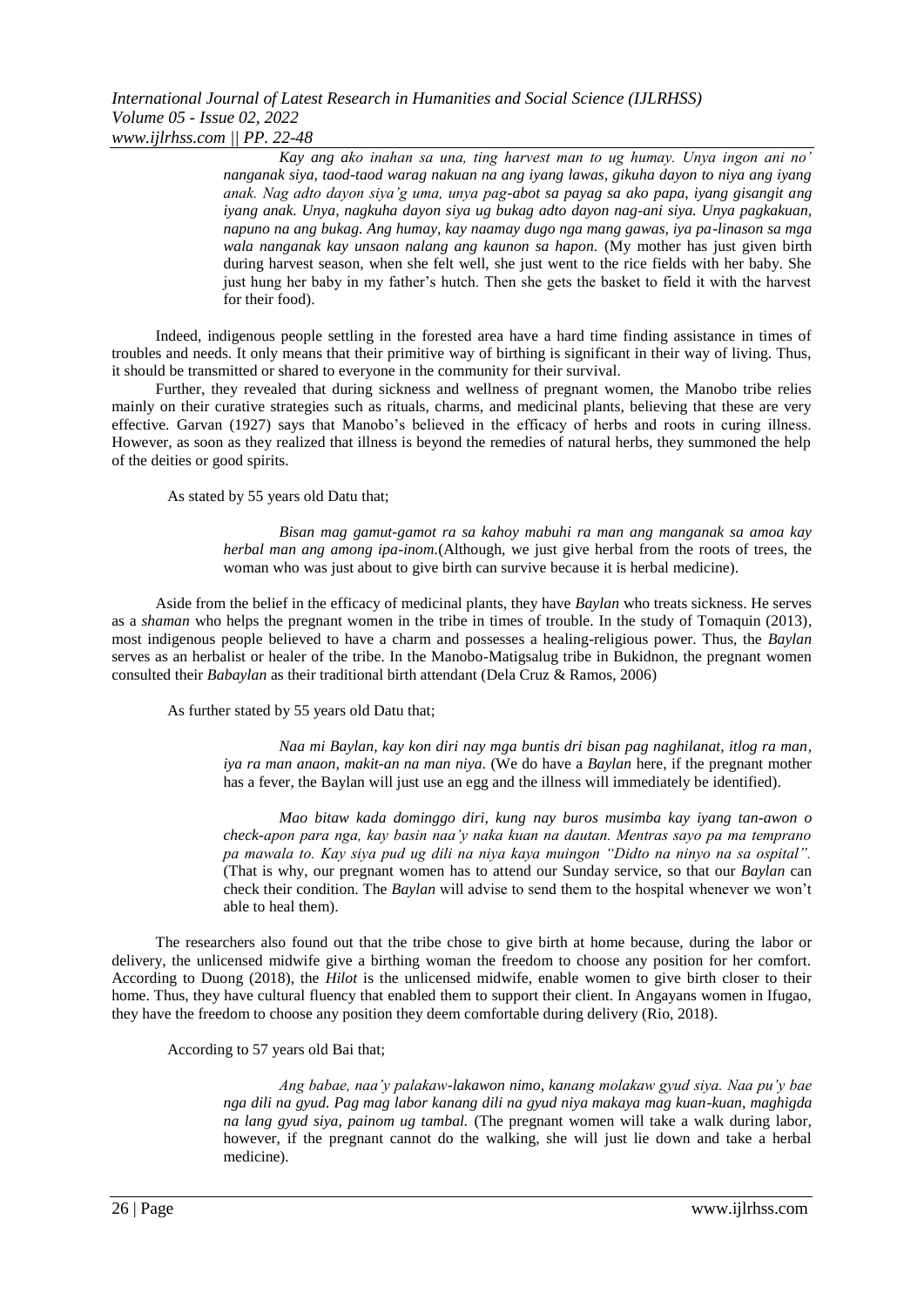> *Kay ang ako inahan sa una, ting harvest man to ug humay. Unya ingon ani no' nanganak siya, taod-taod warag nakuan na ang iyang lawas, gikuha dayon to niya ang iyang anak. Nag adto dayon siya'g uma, unya pag-abot sa payag sa ako papa, iyang gisangit ang iyang anak. Unya, nagkuha dayon siya ug bukag adto dayon nag-ani siya. Unya pagkakuan, napuno na ang bukag. Ang humay, kay naamay dugo nga mang gawas, iya pa-linason sa mga wala nanganak kay unsaon nalang ang kaunon sa hapon.* (My mother has just given birth during harvest season, when she felt well, she just went to the rice fields with her baby. She just hung her baby in my father's hutch. Then she gets the basket to field it with the harvest for their food).

Indeed, indigenous people settling in the forested area have a hard time finding assistance in times of troubles and needs. It only means that their primitive way of birthing is significant in their way of living. Thus, it should be transmitted or shared to everyone in the community for their survival.

Further, they revealed that during sickness and wellness of pregnant women, the Manobo tribe relies mainly on their curative strategies such as rituals, charms, and medicinal plants, believing that these are very effective. Garvan (1927) says that Manobo's believed in the efficacy of herbs and roots in curing illness. However, as soon as they realized that illness is beyond the remedies of natural herbs, they summoned the help of the deities or good spirits.

As stated by 55 years old Datu that;

> *Bisan mag gamut-gamot ra sa kahoy mabuhi ra man ang manganak sa amoa kay herbal man ang among ipa-inom.*(Although, we just give herbal from the roots of trees, the woman who was just about to give birth can survive because it is herbal medicine).

Aside from the belief in the efficacy of medicinal plants, they have *Baylan* who treats sickness. He serves as a *shaman* who helps the pregnant women in the tribe in times of trouble. In the study of Tomaquin (2013), most indigenous people believed to have a charm and possesses a healing-religious power. Thus, the *Baylan* serves as an herbalist or healer of the tribe. In the Manobo-Matigsalug tribe in Bukidnon, the pregnant women consulted their *Babaylan* as their traditional birth attendant (Dela Cruz & Ramos, 2006)

As further stated by 55 years old Datu that;

> *Naa mi Baylan, kay kon diri nay mga buntis dri bisan pag naghilanat, itlog ra man, iya ra man anaon, makit-an na man niya.* (We do have a *Baylan* here, if the pregnant mother has a fever, the Baylan will just use an egg and the illness will immediately be identified).
>
> *Mao bitaw kada dominggo diri, kung nay buros musimba kay iyang tan-awon o check-apon para nga, kay basin naa'y naka kuan na dautan. Mentras sayo pa ma temprano pa mawala to. Kay siya pud ug dili na niya kaya muingon "Didto na ninyo na sa ospital".* (That is why, our pregnant women has to attend our Sunday service, so that our *Baylan* can check their condition. The *Baylan* will advise to send them to the hospital whenever we won't able to heal them).

The researchers also found out that the tribe chose to give birth at home because, during the labor or delivery, the unlicensed midwife give a birthing woman the freedom to choose any position for her comfort. According to Duong (2018), the *Hilot* is the unlicensed midwife, enable women to give birth closer to their home. Thus, they have cultural fluency that enabled them to support their client. In Angayans women in Ifugao, they have the freedom to choose any position they deem comfortable during delivery (Rio, 2018).

According to 57 years old Bai that;

> *Ang babae, naa'y palakaw-lakawon nimo, kanang molakaw gyud siya. Naa pu'y bae nga dili na gyud. Pag mag labor kanang dili na gyud niya makaya mag kuan-kuan, maghigda na lang gyud siya, painom ug tambal.* (The pregnant women will take a walk during labor, however, if the pregnant cannot do the walking, she will just lie down and take a herbal medicine).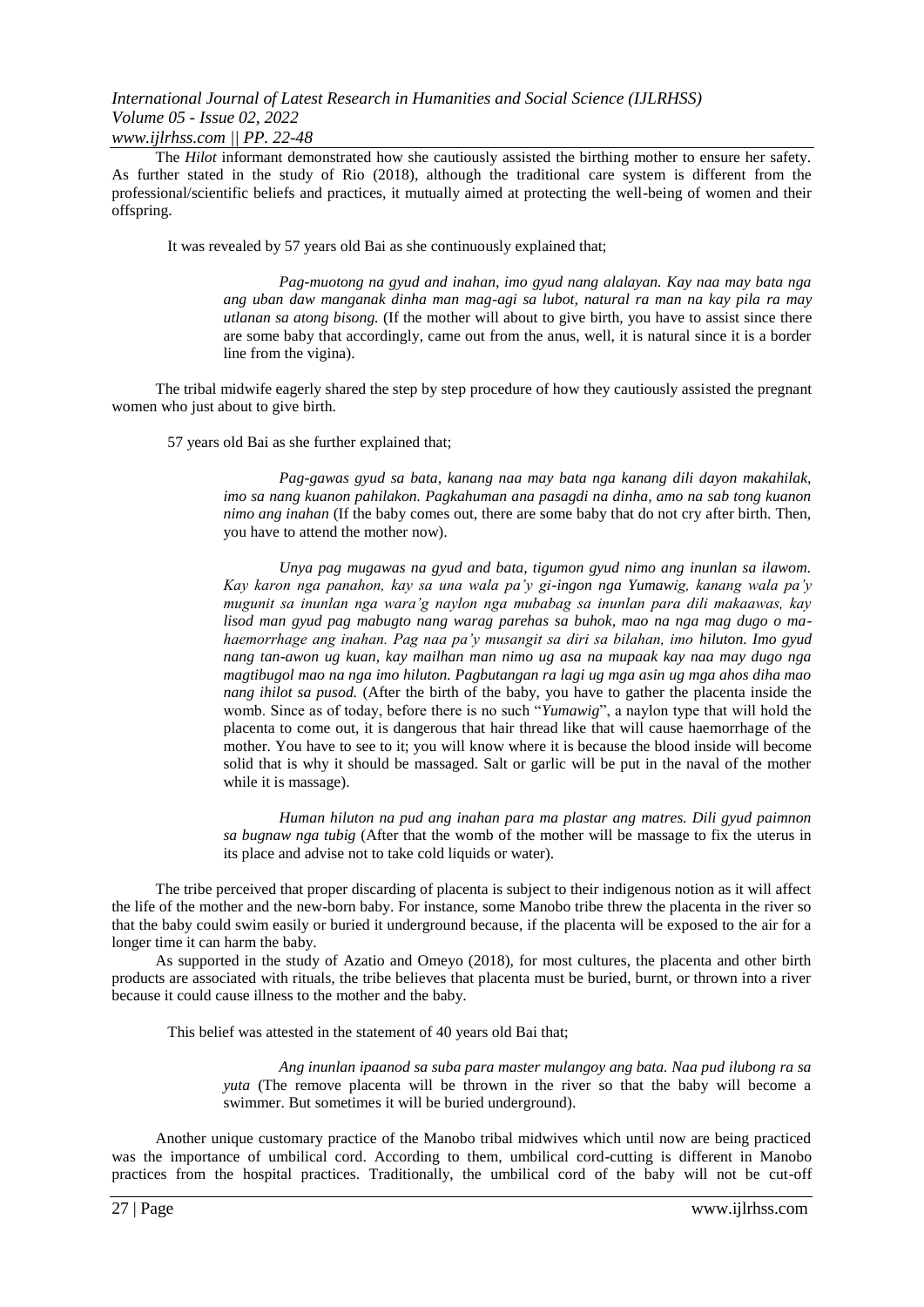The *Hilot* informant demonstrated how she cautiously assisted the birthing mother to ensure her safety. As further stated in the study of Rio (2018), although the traditional care system is different from the professional/scientific beliefs and practices, it mutually aimed at protecting the well-being of women and their offspring.

It was revealed by 57 years old Bai as she continuously explained that;

> *Pag-muotong na gyud and inahan, imo gyud nang alalayan. Kay naa may bata nga ang uban daw manganak dinha man mag-agi sa lubot, natural ra man na kay pila ra may utlanan sa atong bisong.* (If the mother will about to give birth, you have to assist since there are some baby that accordingly, came out from the anus, well, it is natural since it is a border line from the vigina).

The tribal midwife eagerly shared the step by step procedure of how they cautiously assisted the pregnant women who just about to give birth.

57 years old Bai as she further explained that;

> *Pag-gawas gyud sa bata, kanang naa may bata nga kanang dili dayon makahilak, imo sa nang kuanon pahilakon. Pagkahuman ana pasagdi na dinha, amo na sab tong kuanon nimo ang inahan* (If the baby comes out, there are some baby that do not cry after birth. Then, you have to attend the mother now).
>
> *Unya pag mugawas na gyud and bata, tigumon gyud nimo ang inunlan sa ilawom. Kay karon nga panahon, kay sa una wala pa'y gi-ingon nga Yumawig, kanang wala pa'y mugunit sa inunlan nga wara'g naylon nga mubabag sa inunlan para dili makaawas, kay lisod man gyud pag mabugto nang warag parehas sa buhok, mao na nga mag dugo o ma-haemorrhage ang inahan. Pag naa pa'y musangit sa diri sa bilahan, imo hiluton. Imo gyud nang tan-awon ug kuan, kay mailhan man nimo ug asa na mupaak kay naa may dugo nga magtibugol mao na nga imo hiluton. Pagbutangan ra lagi ug mga asin ug mga ahos diha mao nang ihilot sa pusod.* (After the birth of the baby, you have to gather the placenta inside the womb. Since as of today, before there is no such "*Yumawig*", a naylon type that will hold the placenta to come out, it is dangerous that hair thread like that will cause haemorrhage of the mother. You have to see to it; you will know where it is because the blood inside will become solid that is why it should be massaged. Salt or garlic will be put in the naval of the mother while it is massage).
>
> *Human hiluton na pud ang inahan para ma plastar ang matres. Dili gyud paimnon sa bugnaw nga tubig* (After that the womb of the mother will be massage to fix the uterus in its place and advise not to take cold liquids or water).

The tribe perceived that proper discarding of placenta is subject to their indigenous notion as it will affect the life of the mother and the new-born baby. For instance, some Manobo tribe threw the placenta in the river so that the baby could swim easily or buried it underground because, if the placenta will be exposed to the air for a longer time it can harm the baby.

As supported in the study of Azatio and Omeyo (2018), for most cultures, the placenta and other birth products are associated with rituals, the tribe believes that placenta must be buried, burnt, or thrown into a river because it could cause illness to the mother and the baby.

This belief was attested in the statement of 40 years old Bai that;

> *Ang inunlan ipaanod sa suba para master mulangoy ang bata. Naa pud ilubong ra sa yuta* (The remove placenta will be thrown in the river so that the baby will become a swimmer. But sometimes it will be buried underground).

Another unique customary practice of the Manobo tribal midwives which until now are being practiced was the importance of umbilical cord. According to them, umbilical cord-cutting is different in Manobo practices from the hospital practices. Traditionally, the umbilical cord of the baby will not be cut-off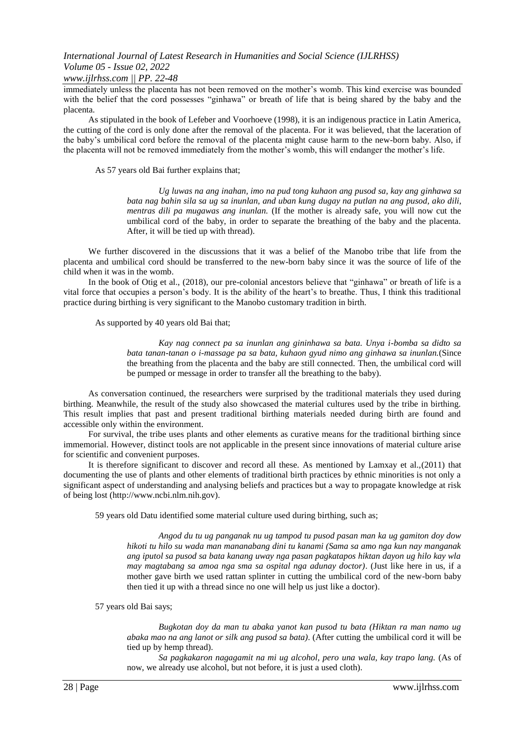immediately unless the placenta has not been removed on the mother's womb. This kind exercise was bounded with the belief that the cord possesses "ginhawa" or breath of life that is being shared by the baby and the placenta.

As stipulated in the book of Lefeber and Voorhoeve (1998), it is an indigenous practice in Latin America, the cutting of the cord is only done after the removal of the placenta. For it was believed, that the laceration of the baby's umbilical cord before the removal of the placenta might cause harm to the new-born baby. Also, if the placenta will not be removed immediately from the mother's womb, this will endanger the mother's life.

As 57 years old Bai further explains that;

> *Ug luwas na ang inahan, imo na pud tong kuhaon ang pusod sa, kay ang ginhawa sa bata nag bahin sila sa ug sa inunlan, and uban kung dugay na putlan na ang pusod, ako dili, mentras dili pa mugawas ang inunlan.* (If the mother is already safe, you will now cut the umbilical cord of the baby, in order to separate the breathing of the baby and the placenta. After, it will be tied up with thread).

We further discovered in the discussions that it was a belief of the Manobo tribe that life from the placenta and umbilical cord should be transferred to the new-born baby since it was the source of life of the child when it was in the womb.

In the book of Otig et al., (2018), our pre-colonial ancestors believe that "ginhawa" or breath of life is a vital force that occupies a person's body. It is the ability of the heart's to breathe. Thus, I think this traditional practice during birthing is very significant to the Manobo customary tradition in birth.

As supported by 40 years old Bai that;

> *Kay nag connect pa sa inunlan ang gininhawa sa bata. Unya i-bomba sa didto sa bata tanan-tanan o i-massage pa sa bata, kuhaon gyud nimo ang ginhawa sa inunlan.*(Since the breathing from the placenta and the baby are still connected. Then, the umbilical cord will be pumped or message in order to transfer all the breathing to the baby).

As conversation continued, the researchers were surprised by the traditional materials they used during birthing. Meanwhile, the result of the study also showcased the material cultures used by the tribe in birthing. This result implies that past and present traditional birthing materials needed during birth are found and accessible only within the environment.

For survival, the tribe uses plants and other elements as curative means for the traditional birthing since immemorial. However, distinct tools are not applicable in the present since innovations of material culture arise for scientific and convenient purposes.

It is therefore significant to discover and record all these. As mentioned by Lamxay et al.,(2011) that documenting the use of plants and other elements of traditional birth practices by ethnic minorities is not only a significant aspect of understanding and analysing beliefs and practices but a way to propagate knowledge at risk of being lost (http://www.ncbi.nlm.nih.gov).

59 years old Datu identified some material culture used during birthing, such as;

> *Angod du tu ug panganak nu ug tampod tu pusod pasan man ka ug gamiton doy dow hikoti tu hilo su wada man mananabang dini tu kanami (Sama sa amo nga kun nay manganak ang iputol sa pusod sa bata kanang uway nga pasan pagkatapos hiktan dayon ug hilo kay wla may magtabang sa amoa nga sma sa ospital nga adunay doctor)*. (Just like here in us, if a mother gave birth we used rattan splinter in cutting the umbilical cord of the new-born baby then tied it up with a thread since no one will help us just like a doctor).

57 years old Bai says;

> *Bugkotan doy da man tu abaka yanot kan pusod tu bata (Hiktan ra man namo ug abaka mao na ang lanot or silk ang pusod sa bata)*. (After cutting the umbilical cord it will be tied up by hemp thread).
>
> *Sa pagkakaron nagagamit na mi ug alcohol, pero una wala, kay trapo lang.* (As of now, we already use alcohol, but not before, it is just a used cloth).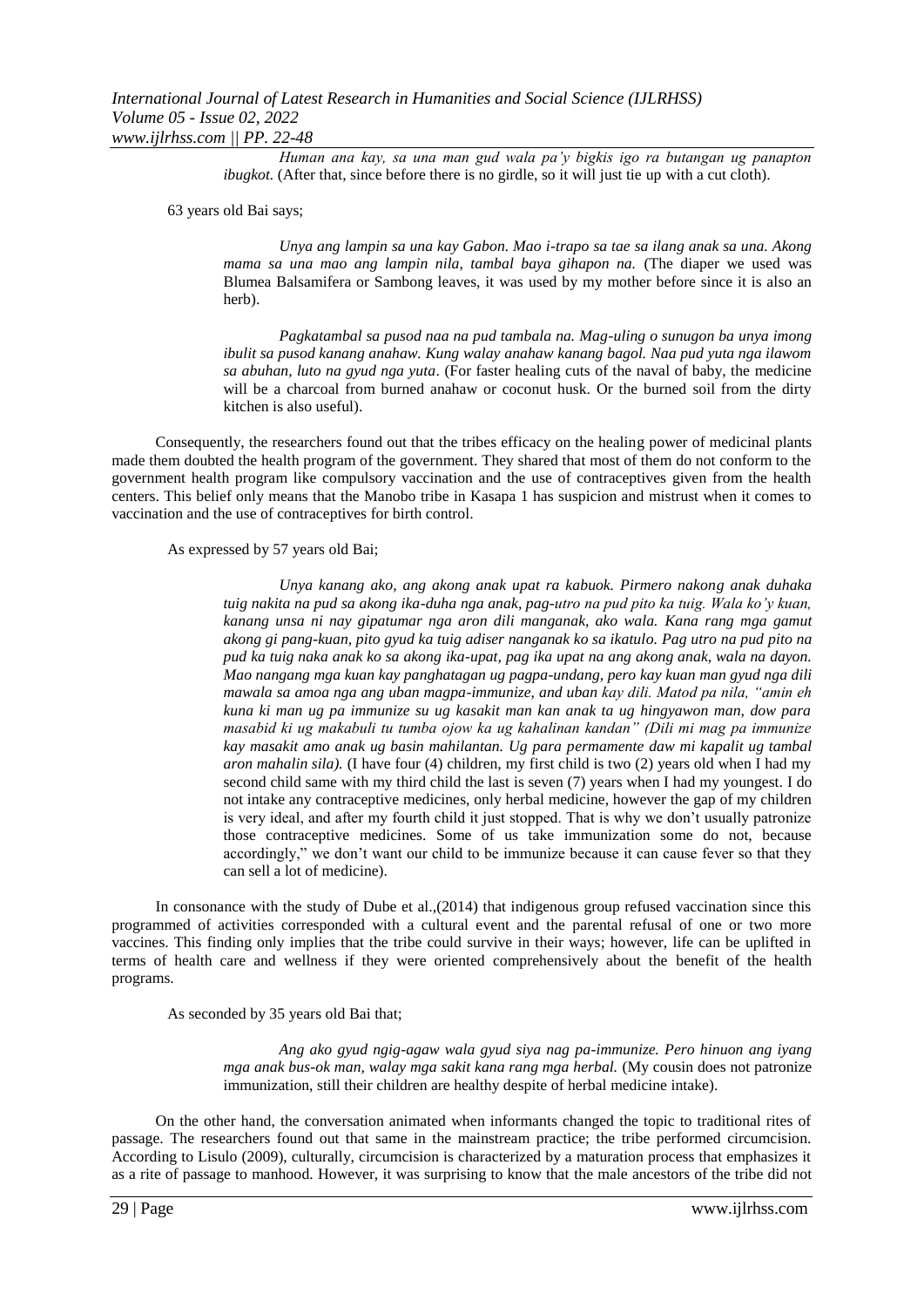> *Human ana kay, sa una man gud wala pa'y bigkis igo ra butangan ug panapton ibugkot.* (After that, since before there is no girdle, so it will just tie up with a cut cloth).

63 years old Bai says;

> *Unya ang lampin sa una kay Gabon. Mao i-trapo sa tae sa ilang anak sa una. Akong mama sa una mao ang lampin nila, tambal baya gihapon na.* (The diaper we used was Blumea Balsamifera or Sambong leaves, it was used by my mother before since it is also an herb).
>
> *Pagkatambal sa pusod naa na pud tambala na. Mag-uling o sunugon ba unya imong ibulit sa pusod kanang anahaw. Kung walay anahaw kanang bagol. Naa pud yuta nga ilawom sa abuhan, luto na gyud nga yuta*. (For faster healing cuts of the naval of baby, the medicine will be a charcoal from burned anahaw or coconut husk. Or the burned soil from the dirty kitchen is also useful).

Consequently, the researchers found out that the tribes efficacy on the healing power of medicinal plants made them doubted the health program of the government. They shared that most of them do not conform to the government health program like compulsory vaccination and the use of contraceptives given from the health centers. This belief only means that the Manobo tribe in Kasapa 1 has suspicion and mistrust when it comes to vaccination and the use of contraceptives for birth control.

As expressed by 57 years old Bai;

> *Unya kanang ako, ang akong anak upat ra kabuok. Pirmero nakong anak duhaka tuig nakita na pud sa akong ika-duha nga anak, pag-utro na pud pito ka tuig. Wala ko'y kuan, kanang unsa ni nay gipatumar nga aron dili manganak, ako wala. Kana rang mga gamut akong gi pang-kuan, pito gyud ka tuig adiser nanganak ko sa ikatulo. Pag utro na pud pito na pud ka tuig naka anak ko sa akong ika-upat, pag ika upat na ang akong anak, wala na dayon. Mao nangang mga kuan kay panghatagan ug pagpa-undang, pero kay kuan man gyud nga dili mawala sa amoa nga ang uban magpa-immunize, and uban kay dili. Matod pa nila, "amin eh kuna ki man ug pa immunize su ug kasakit man kan anak ta ug hingyawon man, dow para masabid ki ug makabuli tu tumba ojow ka ug kahalinan kandan" (Dili mi mag pa immunize kay masakit amo anak ug basin mahilantan. Ug para permamente daw mi kapalit ug tambal aron mahalin sila).* (I have four (4) children, my first child is two (2) years old when I had my second child same with my third child the last is seven (7) years when I had my youngest. I do not intake any contraceptive medicines, only herbal medicine, however the gap of my children is very ideal, and after my fourth child it just stopped. That is why we don't usually patronize those contraceptive medicines. Some of us take immunization some do not, because accordingly," we don't want our child to be immunize because it can cause fever so that they can sell a lot of medicine).

In consonance with the study of Dube et al.,(2014) that indigenous group refused vaccination since this programmed of activities corresponded with a cultural event and the parental refusal of one or two more vaccines. This finding only implies that the tribe could survive in their ways; however, life can be uplifted in terms of health care and wellness if they were oriented comprehensively about the benefit of the health programs.

As seconded by 35 years old Bai that;

> *Ang ako gyud ngig-agaw wala gyud siya nag pa-immunize. Pero hinuon ang iyang mga anak bus-ok man, walay mga sakit kana rang mga herbal.* (My cousin does not patronize immunization, still their children are healthy despite of herbal medicine intake).

On the other hand, the conversation animated when informants changed the topic to traditional rites of passage. The researchers found out that same in the mainstream practice; the tribe performed circumcision. According to Lisulo (2009), culturally, circumcision is characterized by a maturation process that emphasizes it as a rite of passage to manhood. However, it was surprising to know that the male ancestors of the tribe did not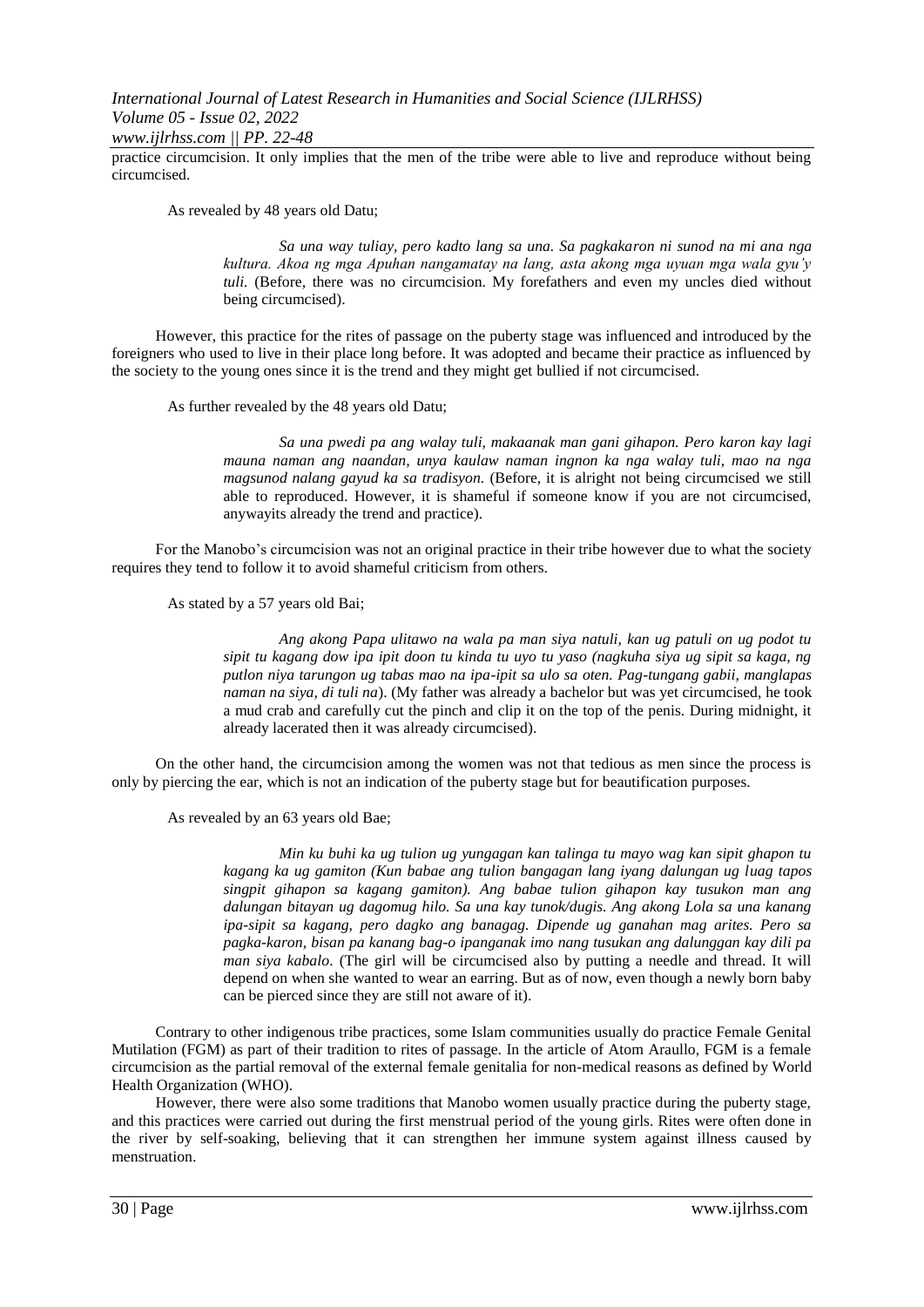practice circumcision. It only implies that the men of the tribe were able to live and reproduce without being circumcised.

As revealed by 48 years old Datu;

> *Sa una way tuliay, pero kadto lang sa una. Sa pagkakaron ni sunod na mi ana nga kultura. Akoa ng mga Apuhan nangamatay na lang, asta akong mga uyuan mga wala gyu'y tuli.* (Before, there was no circumcision. My forefathers and even my uncles died without being circumcised).

However, this practice for the rites of passage on the puberty stage was influenced and introduced by the foreigners who used to live in their place long before. It was adopted and became their practice as influenced by the society to the young ones since it is the trend and they might get bullied if not circumcised.

As further revealed by the 48 years old Datu;

> *Sa una pwedi pa ang walay tuli, makaanak man gani gihapon. Pero karon kay lagi mauna naman ang naandan, unya kaulaw naman ingnon ka nga walay tuli, mao na nga magsunod nalang gayud ka sa tradisyon.* (Before, it is alright not being circumcised we still able to reproduced. However, it is shameful if someone know if you are not circumcised, anywayits already the trend and practice).

For the Manobo's circumcision was not an original practice in their tribe however due to what the society requires they tend to follow it to avoid shameful criticism from others.

As stated by a 57 years old Bai;

> *Ang akong Papa ulitawo na wala pa man siya natuli, kan ug patuli on ug podot tu sipit tu kagang dow ipa ipit doon tu kinda tu uyo tu yaso (nagkuha siya ug sipit sa kaga, ng putlon niya tarungon ug tabas mao na ipa-ipit sa ulo sa oten. Pag-tungang gabii, manglapas naman na siya, di tuli na*). (My father was already a bachelor but was yet circumcised, he took a mud crab and carefully cut the pinch and clip it on the top of the penis. During midnight, it already lacerated then it was already circumcised).

On the other hand, the circumcision among the women was not that tedious as men since the process is only by piercing the ear, which is not an indication of the puberty stage but for beautification purposes.

As revealed by an 63 years old Bae;

> *Min ku buhi ka ug tulion ug yungagan kan talinga tu mayo wag kan sipit ghapon tu kagang ka ug gamiton (Kun babae ang tulion bangagan lang iyang dalungan ug luag tapos singpit gihapon sa kagang gamiton). Ang babae tulion gihapon kay tusukon man ang dalungan bitayan ug dagomug hilo. Sa una kay tunok/dugis. Ang akong Lola sa una kanang ipa-sipit sa kagang, pero dagko ang banagag. Dipende ug ganahan mag arites. Pero sa pagka-karon, bisan pa kanang bag-o ipanganak imo nang tusukan ang dalunggan kay dili pa man siya kabalo*. (The girl will be circumcised also by putting a needle and thread. It will depend on when she wanted to wear an earring. But as of now, even though a newly born baby can be pierced since they are still not aware of it).

Contrary to other indigenous tribe practices, some Islam communities usually do practice Female Genital Mutilation (FGM) as part of their tradition to rites of passage. In the article of Atom Araullo, FGM is a female circumcision as the partial removal of the external female genitalia for non-medical reasons as defined by World Health Organization (WHO).

However, there were also some traditions that Manobo women usually practice during the puberty stage, and this practices were carried out during the first menstrual period of the young girls. Rites were often done in the river by self-soaking, believing that it can strengthen her immune system against illness caused by menstruation.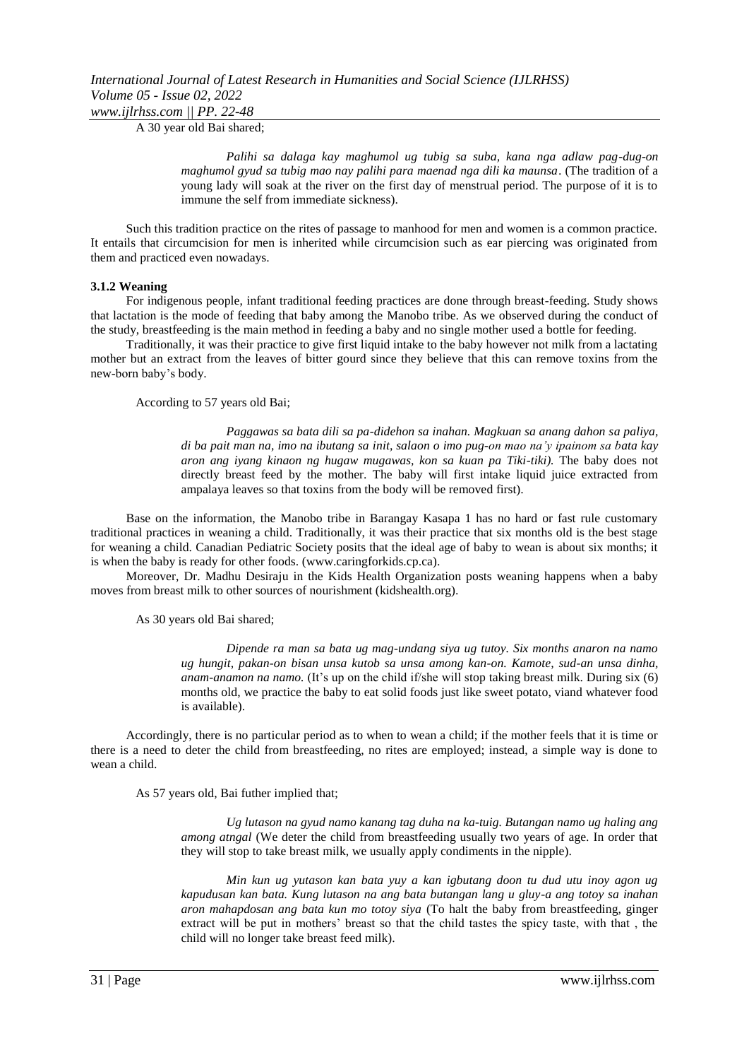A 30 year old Bai shared;

> *Palihi sa dalaga kay maghumol ug tubig sa suba, kana nga adlaw pag-dug-on maghumol gyud sa tubig mao nay palihi para maenad nga dili ka maunsa*. (The tradition of a young lady will soak at the river on the first day of menstrual period. The purpose of it is to immune the self from immediate sickness).

Such this tradition practice on the rites of passage to manhood for men and women is a common practice. It entails that circumcision for men is inherited while circumcision such as ear piercing was originated from them and practiced even nowadays.

### 3.1.2 Weaning

For indigenous people, infant traditional feeding practices are done through breast-feeding. Study shows that lactation is the mode of feeding that baby among the Manobo tribe. As we observed during the conduct of the study, breastfeeding is the main method in feeding a baby and no single mother used a bottle for feeding.

Traditionally, it was their practice to give first liquid intake to the baby however not milk from a lactating mother but an extract from the leaves of bitter gourd since they believe that this can remove toxins from the new-born baby's body.

According to 57 years old Bai;

> *Paggawas sa bata dili sa pa-didehon sa inahan. Magkuan sa anang dahon sa paliya, di ba pait man na, imo na ibutang sa init, salaon o imo pug-on mao na'y ipainom sa bata kay aron ang iyang kinaon ng hugaw mugawas, kon sa kuan pa Tiki-tiki).* The baby does not directly breast feed by the mother. The baby will first intake liquid juice extracted from ampalaya leaves so that toxins from the body will be removed first).

Base on the information, the Manobo tribe in Barangay Kasapa 1 has no hard or fast rule customary traditional practices in weaning a child. Traditionally, it was their practice that six months old is the best stage for weaning a child. Canadian Pediatric Society posits that the ideal age of baby to wean is about six months; it is when the baby is ready for other foods. (www.caringforkids.cp.ca).

Moreover, Dr. Madhu Desiraju in the Kids Health Organization posts weaning happens when a baby moves from breast milk to other sources of nourishment (kidshealth.org).

As 30 years old Bai shared;

> *Dipende ra man sa bata ug mag-undang siya ug tutoy. Six months anaron na namo ug hungit, pakan-on bisan unsa kutob sa unsa among kan-on. Kamote, sud-an unsa dinha, anam-anamon na namo.* (It's up on the child if/she will stop taking breast milk. During six (6) months old, we practice the baby to eat solid foods just like sweet potato, viand whatever food is available).

Accordingly, there is no particular period as to when to wean a child; if the mother feels that it is time or there is a need to deter the child from breastfeeding, no rites are employed; instead, a simple way is done to wean a child.

As 57 years old, Bai futher implied that;

> *Ug lutason na gyud namo kanang tag duha na ka-tuig. Butangan namo ug haling ang among atngal* (We deter the child from breastfeeding usually two years of age. In order that they will stop to take breast milk, we usually apply condiments in the nipple).
>
> *Min kun ug yutason kan bata yuy a kan igbutang doon tu dud utu inoy agon ug kapudusan kan bata. Kung lutason na ang bata butangan lang u gluy-a ang totoy sa inahan aron mahapdosan ang bata kun mo totoy siya* (To halt the baby from breastfeeding, ginger extract will be put in mothers' breast so that the child tastes the spicy taste, with that , the child will no longer take breast feed milk).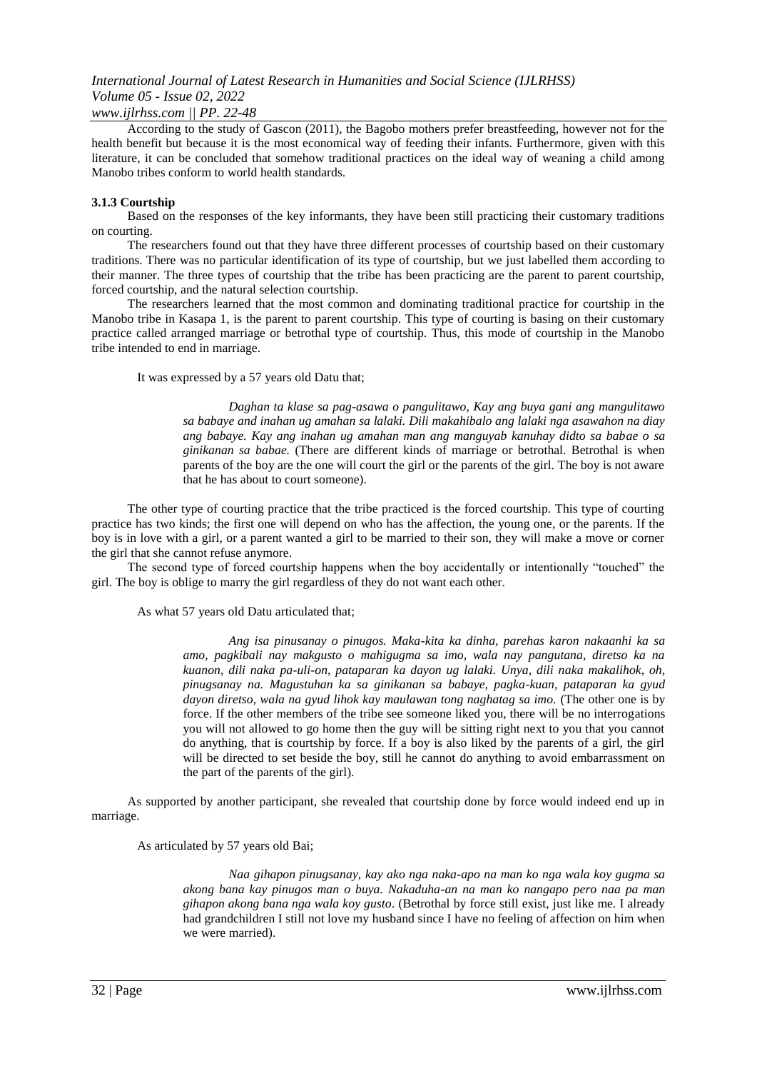According to the study of Gascon (2011), the Bagobo mothers prefer breastfeeding, however not for the health benefit but because it is the most economical way of feeding their infants. Furthermore, given with this literature, it can be concluded that somehow traditional practices on the ideal way of weaning a child among Manobo tribes conform to world health standards.

### 3.1.3 Courtship

Based on the responses of the key informants, they have been still practicing their customary traditions on courting.

The researchers found out that they have three different processes of courtship based on their customary traditions. There was no particular identification of its type of courtship, but we just labelled them according to their manner. The three types of courtship that the tribe has been practicing are the parent to parent courtship, forced courtship, and the natural selection courtship.

The researchers learned that the most common and dominating traditional practice for courtship in the Manobo tribe in Kasapa 1, is the parent to parent courtship. This type of courting is basing on their customary practice called arranged marriage or betrothal type of courtship. Thus, this mode of courtship in the Manobo tribe intended to end in marriage.

It was expressed by a 57 years old Datu that;

> *Daghan ta klase sa pag-asawa o pangulitawo, Kay ang buya gani ang mangulitawo sa babaye and inahan ug amahan sa lalaki. Dili makahibalo ang lalaki nga asawahon na diay ang babaye. Kay ang inahan ug amahan man ang manguyab kanuhay didto sa babae o sa ginikanan sa babae.* (There are different kinds of marriage or betrothal. Betrothal is when parents of the boy are the one will court the girl or the parents of the girl. The boy is not aware that he has about to court someone).

The other type of courting practice that the tribe practiced is the forced courtship. This type of courting practice has two kinds; the first one will depend on who has the affection, the young one, or the parents. If the boy is in love with a girl, or a parent wanted a girl to be married to their son, they will make a move or corner the girl that she cannot refuse anymore.

The second type of forced courtship happens when the boy accidentally or intentionally "touched" the girl. The boy is oblige to marry the girl regardless of they do not want each other.

As what 57 years old Datu articulated that;

> *Ang isa pinusanay o pinugos. Maka-kita ka dinha, parehas karon nakaanhi ka sa amo, pagkibali nay makgusto o mahigugma sa imo, wala nay pangutana, diretso ka na kuanon, dili naka pa-uli-on, pataparan ka dayon ug lalaki. Unya, dili naka makalihok, oh, pinugsanay na. Magustuhan ka sa ginikanan sa babaye, pagka-kuan, pataparan ka gyud dayon diretso, wala na gyud lihok kay maulawan tong naghatag sa imo.* (The other one is by force. If the other members of the tribe see someone liked you, there will be no interrogations you will not allowed to go home then the guy will be sitting right next to you that you cannot do anything, that is courtship by force. If a boy is also liked by the parents of a girl, the girl will be directed to set beside the boy, still he cannot do anything to avoid embarrassment on the part of the parents of the girl).

As supported by another participant, she revealed that courtship done by force would indeed end up in marriage.

As articulated by 57 years old Bai;

> *Naa gihapon pinugsanay, kay ako nga naka-apo na man ko nga wala koy gugma sa akong bana kay pinugos man o buya. Nakaduha-an na man ko nangapo pero naa pa man gihapon akong bana nga wala koy gusto.* (Betrothal by force still exist, just like me. I already had grandchildren I still not love my husband since I have no feeling of affection on him when we were married).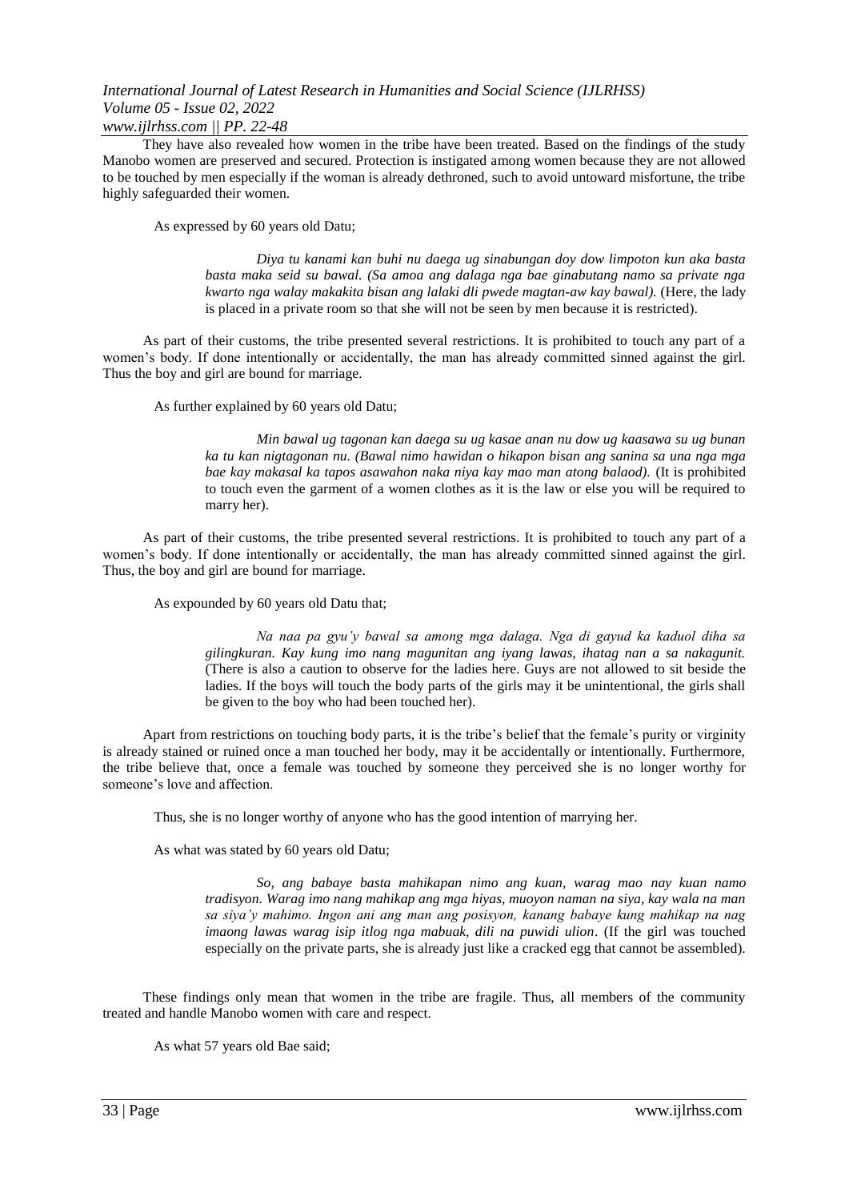They have also revealed how women in the tribe have been treated. Based on the findings of the study Manobo women are preserved and secured. Protection is instigated among women because they are not allowed to be touched by men especially if the woman is already dethroned, such to avoid untoward misfortune, the tribe highly safeguarded their women.

As expressed by 60 years old Datu;

> *Diya tu kanami kan buhi nu daega ug sinabungan doy dow limpoton kun aka basta basta maka seid su bawal. (Sa amoa ang dalaga nga bae ginabutang namo sa private nga kwarto nga walay makakita bisan ang lalaki dli pwede magtan-aw kay bawal).* (Here, the lady is placed in a private room so that she will not be seen by men because it is restricted).

As part of their customs, the tribe presented several restrictions. It is prohibited to touch any part of a women's body. If done intentionally or accidentally, the man has already committed sinned against the girl. Thus the boy and girl are bound for marriage.

As further explained by 60 years old Datu;

> *Min bawal ug tagonan kan daega su ug kasae anan nu dow ug kaasawa su ug bunan ka tu kan nigtagonan nu. (Bawal nimo hawidan o hikapon bisan ang sanina sa una nga mga bae kay makasal ka tapos asawahon naka niya kay mao man atong balaod).* (It is prohibited to touch even the garment of a women clothes as it is the law or else you will be required to marry her).

As part of their customs, the tribe presented several restrictions. It is prohibited to touch any part of a women's body. If done intentionally or accidentally, the man has already committed sinned against the girl. Thus, the boy and girl are bound for marriage.

As expounded by 60 years old Datu that;

> *Na naa pa gyu'y bawal sa among mga dalaga. Nga di gayud ka kaduol diha sa gilingkuran. Kay kung imo nang magunitan ang iyang lawas, ihatag nan a sa nakagunit.* (There is also a caution to observe for the ladies here. Guys are not allowed to sit beside the ladies. If the boys will touch the body parts of the girls may it be unintentional, the girls shall be given to the boy who had been touched her).

Apart from restrictions on touching body parts, it is the tribe's belief that the female's purity or virginity is already stained or ruined once a man touched her body, may it be accidentally or intentionally. Furthermore, the tribe believe that, once a female was touched by someone they perceived she is no longer worthy for someone's love and affection.

Thus, she is no longer worthy of anyone who has the good intention of marrying her.

As what was stated by 60 years old Datu;

> *So, ang babaye basta mahikapan nimo ang kuan, warag mao nay kuan namo tradisyon. Warag imo nang mahikap ang mga hiyas, muoyon naman na siya, kay wala na man sa siya'y mahimo. Ingon ani ang man ang posisyon, kanang babaye kung mahikap na nag imaong lawas warag isip itlog nga mabuak, dili na puwidi ulion*. (If the girl was touched especially on the private parts, she is already just like a cracked egg that cannot be assembled).

These findings only mean that women in the tribe are fragile. Thus, all members of the community treated and handle Manobo women with care and respect.

As what 57 years old Bae said;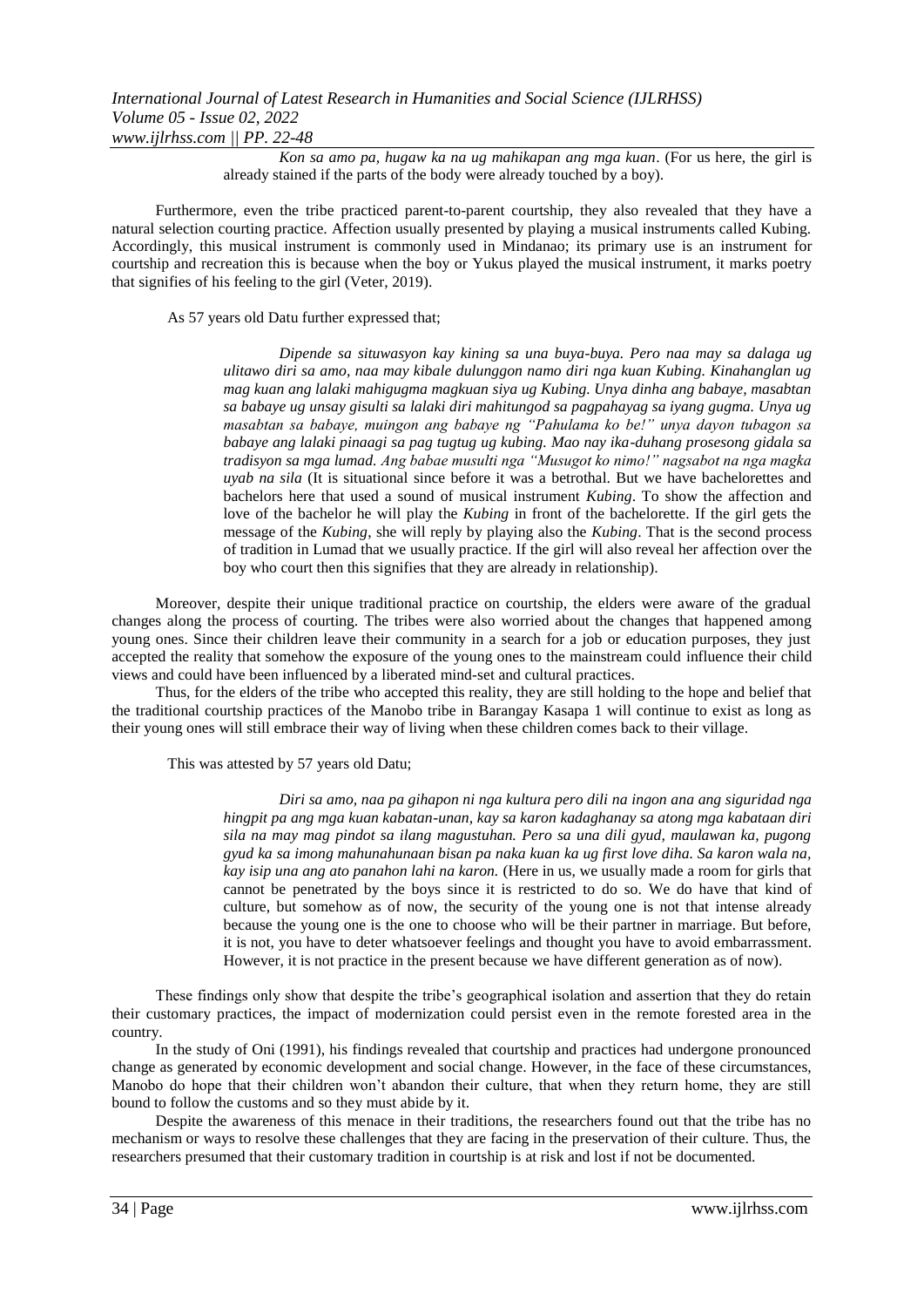*Kon sa amo pa, hugaw ka na ug mahikapan ang mga kuan*. (For us here, the girl is already stained if the parts of the body were already touched by a boy).

Furthermore, even the tribe practiced parent-to-parent courtship, they also revealed that they have a natural selection courting practice. Affection usually presented by playing a musical instruments called Kubing. Accordingly, this musical instrument is commonly used in Mindanao; its primary use is an instrument for courtship and recreation this is because when the boy or Yukus played the musical instrument, it marks poetry that signifies of his feeling to the girl (Veter, 2019).

As 57 years old Datu further expressed that;

> *Dipende sa situwasyon kay kining sa una buya-buya. Pero naa may sa dalaga ug ulitawo diri sa amo, naa may kibale dulunggon namo diri nga kuan Kubing. Kinahanglan ug mag kuan ang lalaki mahigugma magkuan siya ug Kubing. Unya dinha ang babaye, masabtan sa babaye ug unsay gisulti sa lalaki diri mahitungod sa pagpahayag sa iyang gugma. Unya ug masabtan sa babaye, muingon ang babaye ng "Pahulama ko be!" unya dayon tubagon sa babaye ang lalaki pinaagi sa pag tugtug ug kubing. Mao nay ika-duhang prosesong gidala sa tradisyon sa mga lumad. Ang babae musulti nga "Musugot ko nimo!" nagsabot na nga magka uyab na sila* (It is situational since before it was a betrothal. But we have bachelorettes and bachelors here that used a sound of musical instrument *Kubing*. To show the affection and love of the bachelor he will play the *Kubing* in front of the bachelorette. If the girl gets the message of the *Kubing*, she will reply by playing also the *Kubing*. That is the second process of tradition in Lumad that we usually practice. If the girl will also reveal her affection over the boy who court then this signifies that they are already in relationship).

Moreover, despite their unique traditional practice on courtship, the elders were aware of the gradual changes along the process of courting. The tribes were also worried about the changes that happened among young ones. Since their children leave their community in a search for a job or education purposes, they just accepted the reality that somehow the exposure of the young ones to the mainstream could influence their child views and could have been influenced by a liberated mind-set and cultural practices.

Thus, for the elders of the tribe who accepted this reality, they are still holding to the hope and belief that the traditional courtship practices of the Manobo tribe in Barangay Kasapa 1 will continue to exist as long as their young ones will still embrace their way of living when these children comes back to their village.

This was attested by 57 years old Datu;

> *Diri sa amo, naa pa gihapon ni nga kultura pero dili na ingon ana ang siguridad nga hingpit pa ang mga kuan kabatan-unan, kay sa karon kadaghanay sa atong mga kabataan diri sila na may mag pindot sa ilang magustuhan. Pero sa una dili gyud, maulawan ka, pugong gyud ka sa imong mahunahunaan bisan pa naka kuan ka ug first love diha. Sa karon wala na, kay isip una ang ato panahon lahi na karon.* (Here in us, we usually made a room for girls that cannot be penetrated by the boys since it is restricted to do so. We do have that kind of culture, but somehow as of now, the security of the young one is not that intense already because the young one is the one to choose who will be their partner in marriage. But before, it is not, you have to deter whatsoever feelings and thought you have to avoid embarrassment. However, it is not practice in the present because we have different generation as of now).

These findings only show that despite the tribe's geographical isolation and assertion that they do retain their customary practices, the impact of modernization could persist even in the remote forested area in the country.

In the study of Oni (1991), his findings revealed that courtship and practices had undergone pronounced change as generated by economic development and social change. However, in the face of these circumstances, Manobo do hope that their children won't abandon their culture, that when they return home, they are still bound to follow the customs and so they must abide by it.

Despite the awareness of this menace in their traditions, the researchers found out that the tribe has no mechanism or ways to resolve these challenges that they are facing in the preservation of their culture. Thus, the researchers presumed that their customary tradition in courtship is at risk and lost if not be documented.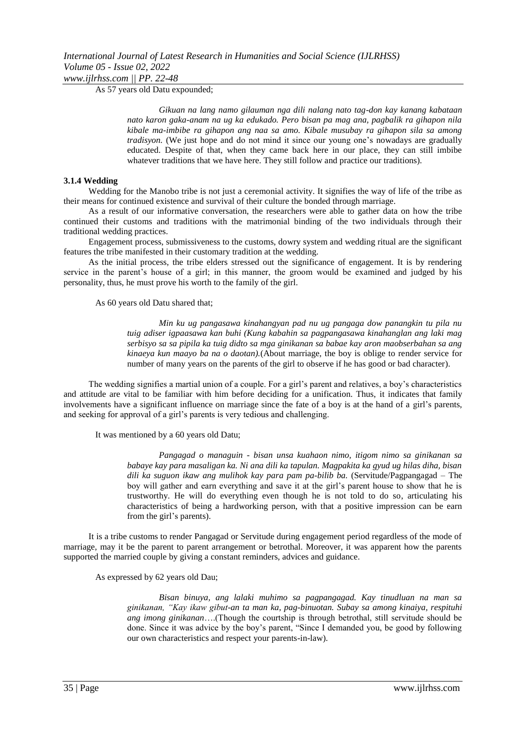As 57 years old Datu expounded;

> *Gikuan na lang namo gilauman nga dili nalang nato tag-don kay kanang kabataan nato karon gaka-anam na ug ka edukado. Pero bisan pa mag ana, pagbalik ra gihapon nila kibale ma-imbibe ra gihapon ang naa sa amo. Kibale musubay ra gihapon sila sa among tradisyon.* (We just hope and do not mind it since our young one's nowadays are gradually educated. Despite of that, when they came back here in our place, they can still imbibe whatever traditions that we have here. They still follow and practice our traditions).

### 3.1.4 Wedding

Wedding for the Manobo tribe is not just a ceremonial activity. It signifies the way of life of the tribe as their means for continued existence and survival of their culture the bonded through marriage.

As a result of our informative conversation, the researchers were able to gather data on how the tribe continued their customs and traditions with the matrimonial binding of the two individuals through their traditional wedding practices.

Engagement process, submissiveness to the customs, dowry system and wedding ritual are the significant features the tribe manifested in their customary tradition at the wedding.

As the initial process, the tribe elders stressed out the significance of engagement. It is by rendering service in the parent's house of a girl; in this manner, the groom would be examined and judged by his personality, thus, he must prove his worth to the family of the girl.

As 60 years old Datu shared that;

> *Min ku ug pangasawa kinahangyan pad nu ug pangaga dow panangkin tu pila nu tuig adiser igpaasawa kan buhi (Kung kabahin sa pagpangasawa kinahanglan ang laki mag serbisyo sa sa pipila ka tuig didto sa mga ginikanan sa babae kay aron maobserbahan sa ang kinaeya kun maayo ba na o daotan).*(About marriage, the boy is oblige to render service for number of many years on the parents of the girl to observe if he has good or bad character).

The wedding signifies a martial union of a couple. For a girl's parent and relatives, a boy's characteristics and attitude are vital to be familiar with him before deciding for a unification. Thus, it indicates that family involvements have a significant influence on marriage since the fate of a boy is at the hand of a girl's parents, and seeking for approval of a girl's parents is very tedious and challenging.

It was mentioned by a 60 years old Datu;

> *Pangagad o managuin - bisan unsa kuahaon nimo, itigom nimo sa ginikanan sa babaye kay para masaligan ka. Ni ana dili ka tapulan. Magpakita ka gyud ug hilas diha, bisan dili ka suguon ikaw ang mulihok kay para pam pa-bilib ba.* (Servitude/Pagpangagad – The boy will gather and earn everything and save it at the girl's parent house to show that he is trustworthy. He will do everything even though he is not told to do so, articulating his characteristics of being a hardworking person, with that a positive impression can be earn from the girl's parents).

It is a tribe customs to render Pangagad or Servitude during engagement period regardless of the mode of marriage, may it be the parent to parent arrangement or betrothal. Moreover, it was apparent how the parents supported the married couple by giving a constant reminders, advices and guidance.

As expressed by 62 years old Dau;

> *Bisan binuya, ang lalaki muhimo sa pagpangagad. Kay tinudluan na man sa ginikanan, "Kay ikaw gibut-an ta man ka, pag-binuotan. Subay sa among kinaiya, respituhi ang imong ginikanan*….(Though the courtship is through betrothal, still servitude should be done. Since it was advice by the boy's parent, "Since I demanded you, be good by following our own characteristics and respect your parents-in-law).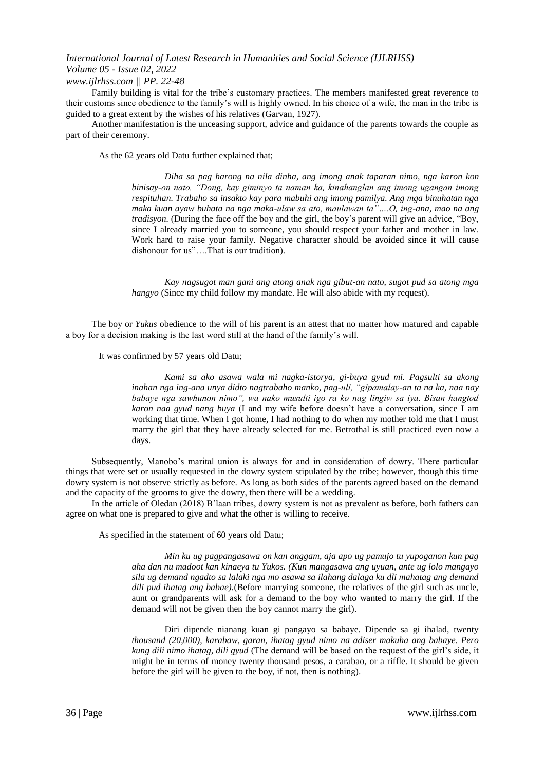Family building is vital for the tribe's customary practices. The members manifested great reverence to their customs since obedience to the family's will is highly owned. In his choice of a wife, the man in the tribe is guided to a great extent by the wishes of his relatives (Garvan, 1927).

Another manifestation is the unceasing support, advice and guidance of the parents towards the couple as part of their ceremony.

As the 62 years old Datu further explained that;

> *Diha sa pag harong na nila dinha, ang imong anak taparan nimo, nga karon kon binisay-on nato, "Dong, kay giminyo ta naman ka, kinahanglan ang imong ugangan imong respituhan. Trabaho sa insakto kay para mabuhi ang imong pamilya. Ang mga binuhatan nga maka kuan ayaw buhata na nga maka-ulaw sa ato, maulawan ta"….O, ing-ana, mao na ang tradisyon.* (During the face off the boy and the girl, the boy's parent will give an advice, "Boy, since I already married you to someone, you should respect your father and mother in law. Work hard to raise your family. Negative character should be avoided since it will cause dishonour for us"….That is our tradition).
>
> *Kay nagsugot man gani ang atong anak nga gibut-an nato, sugot pud sa atong mga hangyo* (Since my child follow my mandate. He will also abide with my request).

The boy or *Yukus* obedience to the will of his parent is an attest that no matter how matured and capable a boy for a decision making is the last word still at the hand of the family's will.

It was confirmed by 57 years old Datu;

> *Kami sa ako asawa wala mi nagka-istorya, gi-buya gyud mi. Pagsulti sa akong inahan nga ing-ana unya didto nagtrabaho manko, pag-uli, "gipamalay-an ta na ka, naa nay babaye nga sawhunon nimo", wa nako musulti igo ra ko nag lingiw sa iya. Bisan hangtod karon naa gyud nang buya* (I and my wife before doesn't have a conversation, since I am working that time. When I got home, I had nothing to do when my mother told me that I must marry the girl that they have already selected for me. Betrothal is still practiced even now a days.

Subsequently, Manobo's marital union is always for and in consideration of dowry. There particular things that were set or usually requested in the dowry system stipulated by the tribe; however, though this time dowry system is not observe strictly as before. As long as both sides of the parents agreed based on the demand and the capacity of the grooms to give the dowry, then there will be a wedding.

In the article of Oledan (2018) B'laan tribes, dowry system is not as prevalent as before, both fathers can agree on what one is prepared to give and what the other is willing to receive.

As specified in the statement of 60 years old Datu;

> *Min ku ug pagpangasawa on kan anggam, aja apo ug pamujo tu yupoganon kun pag aha dan nu madoot kan kinaeya tu Yukos. (Kun mangasawa ang uyuan, ante ug lolo mangayo sila ug demand ngadto sa lalaki nga mo asawa sa ilahang dalaga ku dli mahatag ang demand dili pud ihatag ang babae).*(Before marrying someone, the relatives of the girl such as uncle, aunt or grandparents will ask for a demand to the boy who wanted to marry the girl. If the demand will not be given then the boy cannot marry the girl).
>
> Diri dipende nianang kuan gi pangayo sa babaye. Dipende sa gi ihalad, twenty *thousand (20,000), karabaw, garan, ihatag gyud nimo na adiser makuha ang babaye. Pero kung dili nimo ihatag, dili gyud* (The demand will be based on the request of the girl's side, it might be in terms of money twenty thousand pesos, a carabao, or a riffle. It should be given before the girl will be given to the boy, if not, then is nothing).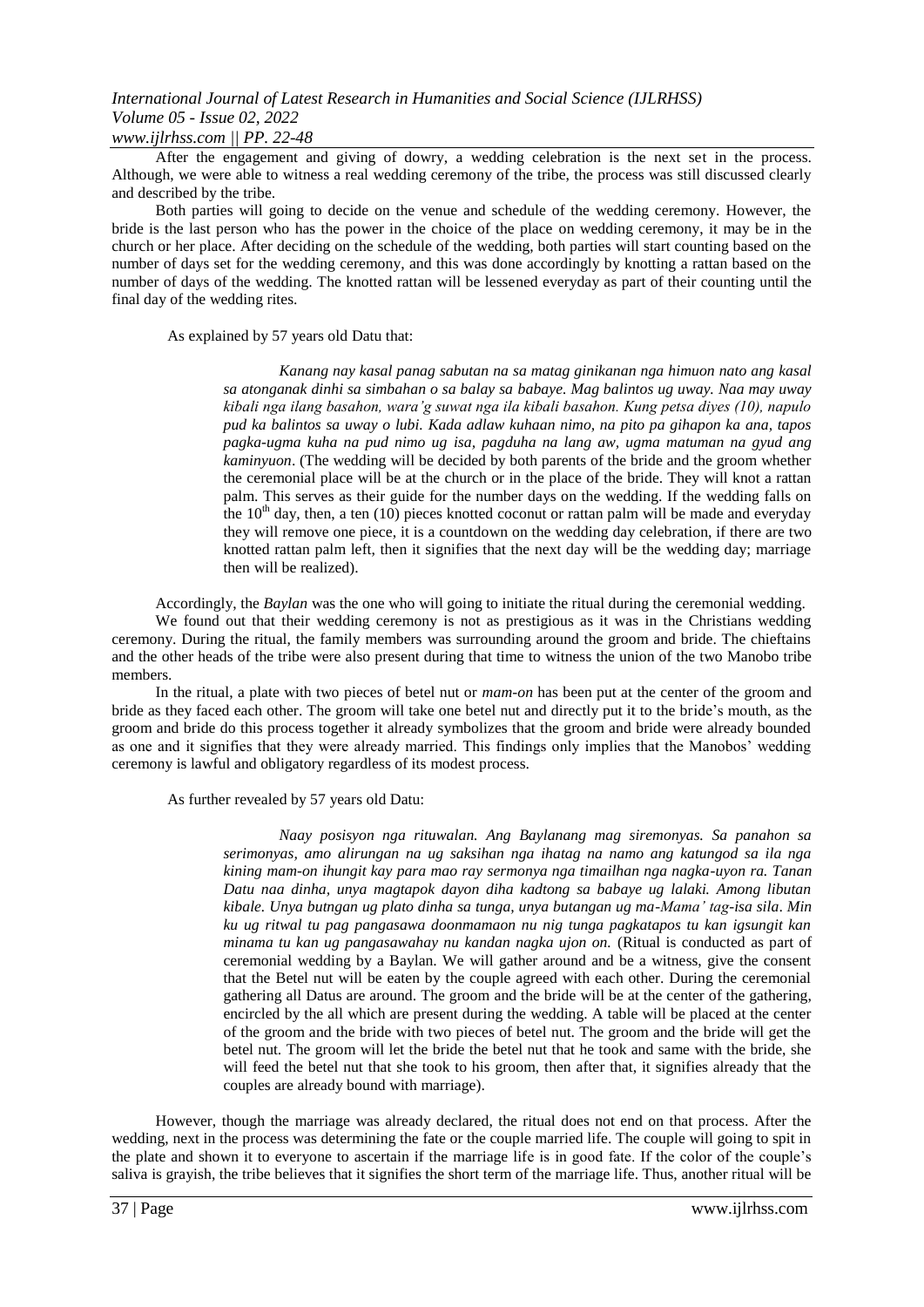After the engagement and giving of dowry, a wedding celebration is the next set in the process. Although, we were able to witness a real wedding ceremony of the tribe, the process was still discussed clearly and described by the tribe.

Both parties will going to decide on the venue and schedule of the wedding ceremony. However, the bride is the last person who has the power in the choice of the place on wedding ceremony, it may be in the church or her place. After deciding on the schedule of the wedding, both parties will start counting based on the number of days set for the wedding ceremony, and this was done accordingly by knotting a rattan based on the number of days of the wedding. The knotted rattan will be lessened everyday as part of their counting until the final day of the wedding rites.

As explained by 57 years old Datu that:

> *Kanang nay kasal panag sabutan na sa matag ginikanan nga himuon nato ang kasal sa atonganak dinhi sa simbahan o sa balay sa babaye. Mag balintos ug uway. Naa may uway kibali nga ilang basahon, wara'g suwat nga ila kibali basahon. Kung petsa diyes (10), napulo pud ka balintos sa uway o lubi. Kada adlaw kuhaan nimo, na pito pa gihapon ka ana, tapos pagka-ugma kuha na pud nimo ug isa, pagduha na lang aw, ugma matuman na gyud ang kaminyuon*. (The wedding will be decided by both parents of the bride and the groom whether the ceremonial place will be at the church or in the place of the bride. They will knot a rattan palm. This serves as their guide for the number days on the wedding. If the wedding falls on the 10th day, then, a ten (10) pieces knotted coconut or rattan palm will be made and everyday they will remove one piece, it is a countdown on the wedding day celebration, if there are two knotted rattan palm left, then it signifies that the next day will be the wedding day; marriage then will be realized).

Accordingly, the *Baylan* was the one who will going to initiate the ritual during the ceremonial wedding.

We found out that their wedding ceremony is not as prestigious as it was in the Christians wedding ceremony. During the ritual, the family members was surrounding around the groom and bride. The chieftains and the other heads of the tribe were also present during that time to witness the union of the two Manobo tribe members.

In the ritual, a plate with two pieces of betel nut or *mam-on* has been put at the center of the groom and bride as they faced each other. The groom will take one betel nut and directly put it to the bride's mouth, as the groom and bride do this process together it already symbolizes that the groom and bride were already bounded as one and it signifies that they were already married. This findings only implies that the Manobos' wedding ceremony is lawful and obligatory regardless of its modest process.

As further revealed by 57 years old Datu:

> *Naay posisyon nga rituwalan. Ang Baylanang mag siremonyas. Sa panahon sa serimonyas, amo alirungan na ug saksihan nga ihatag na namo ang katungod sa ila nga kining mam-on ihungit kay para mao ray sermonya nga timailhan nga nagka-uyon ra. Tanan Datu naa dinha, unya magtapok dayon diha kadtong sa babaye ug lalaki. Among libutan kibale. Unya butngan ug plato dinha sa tunga, unya butangan ug ma-Mama' tag-isa sila. Min ku ug ritwal tu pag pangasawa doonmamaon nu nig tunga pagkatapos tu kan igsungit kan minama tu kan ug pangasawahay nu kandan nagka ujon on.* (Ritual is conducted as part of ceremonial wedding by a Baylan. We will gather around and be a witness, give the consent that the Betel nut will be eaten by the couple agreed with each other. During the ceremonial gathering all Datus are around. The groom and the bride will be at the center of the gathering, encircled by the all which are present during the wedding. A table will be placed at the center of the groom and the bride with two pieces of betel nut. The groom and the bride will get the betel nut. The groom will let the bride the betel nut that he took and same with the bride, she will feed the betel nut that she took to his groom, then after that, it signifies already that the couples are already bound with marriage).

However, though the marriage was already declared, the ritual does not end on that process. After the wedding, next in the process was determining the fate or the couple married life. The couple will going to spit in the plate and shown it to everyone to ascertain if the marriage life is in good fate. If the color of the couple's saliva is grayish, the tribe believes that it signifies the short term of the marriage life. Thus, another ritual will be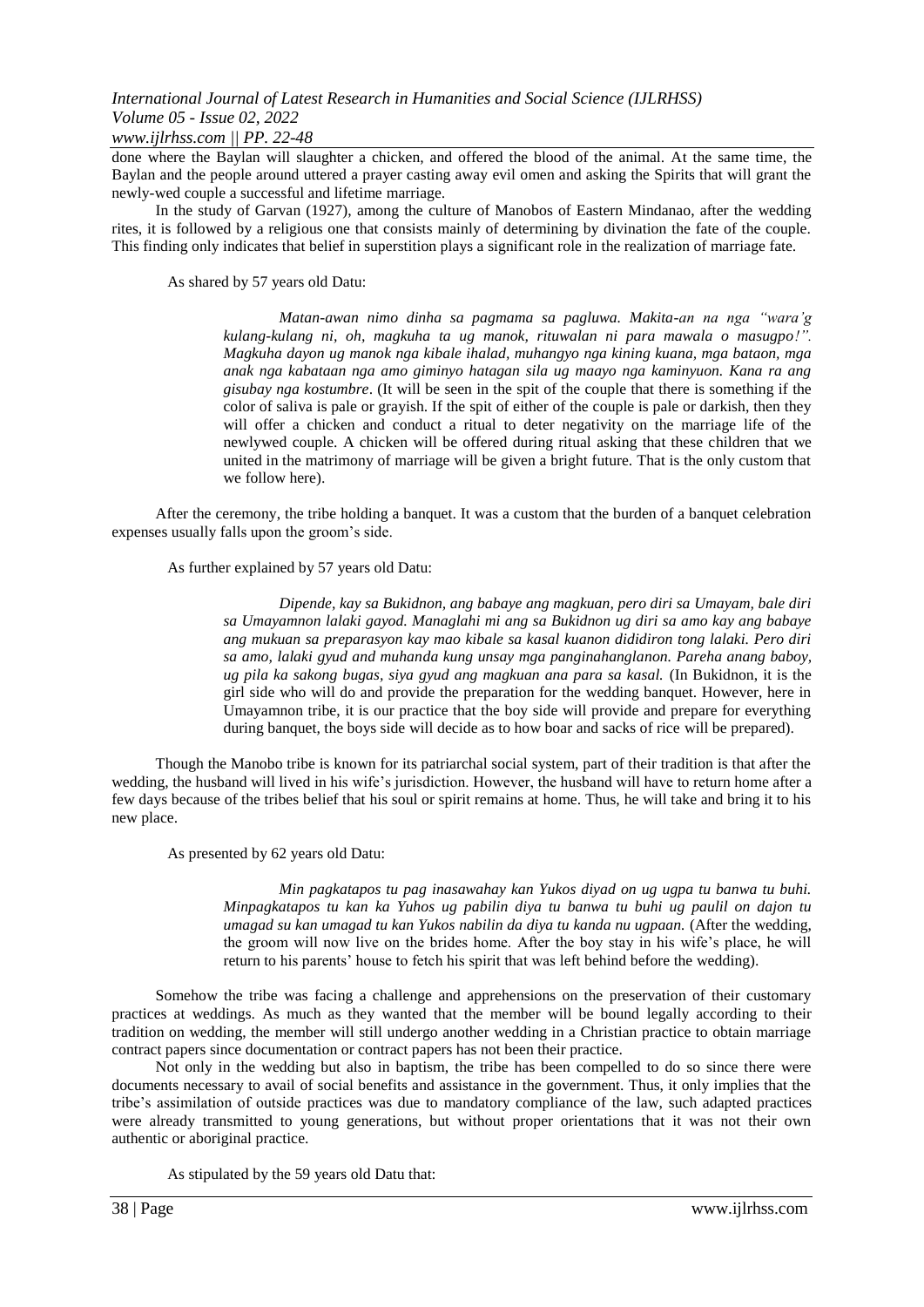done where the Baylan will slaughter a chicken, and offered the blood of the animal. At the same time, the Baylan and the people around uttered a prayer casting away evil omen and asking the Spirits that will grant the newly-wed couple a successful and lifetime marriage.

In the study of Garvan (1927), among the culture of Manobos of Eastern Mindanao, after the wedding rites, it is followed by a religious one that consists mainly of determining by divination the fate of the couple. This finding only indicates that belief in superstition plays a significant role in the realization of marriage fate.

As shared by 57 years old Datu:

> *Matan-awan nimo dinha sa pagmama sa pagluwa. Makita-an na nga "wara'g kulang-kulang ni, oh, magkuha ta ug manok, rituwalan ni para mawala o masugpo!". Magkuha dayon ug manok nga kibale ihalad, muhangyo nga kining kuana, mga bataon, mga anak nga kabataan nga amo giminyo hatagan sila ug maayo nga kaminyuon. Kana ra ang gisubay nga kostumbre*. (It will be seen in the spit of the couple that there is something if the color of saliva is pale or grayish. If the spit of either of the couple is pale or darkish, then they will offer a chicken and conduct a ritual to deter negativity on the marriage life of the newlywed couple. A chicken will be offered during ritual asking that these children that we united in the matrimony of marriage will be given a bright future. That is the only custom that we follow here).

After the ceremony, the tribe holding a banquet. It was a custom that the burden of a banquet celebration expenses usually falls upon the groom's side.

As further explained by 57 years old Datu:

> *Dipende, kay sa Bukidnon, ang babaye ang magkuan, pero diri sa Umayam, bale diri sa Umayamnon lalaki gayod. Managlahi mi ang sa Bukidnon ug diri sa amo kay ang babaye ang mukuan sa preparasyon kay mao kibale sa kasal kuanon dididiron tong lalaki. Pero diri sa amo, lalaki gyud and muhanda kung unsay mga panginahanglanon. Pareha anang baboy, ug pila ka sakong bugas, siya gyud ang magkuan ana para sa kasal.* (In Bukidnon, it is the girl side who will do and provide the preparation for the wedding banquet. However, here in Umayamnon tribe, it is our practice that the boy side will provide and prepare for everything during banquet, the boys side will decide as to how boar and sacks of rice will be prepared).

Though the Manobo tribe is known for its patriarchal social system, part of their tradition is that after the wedding, the husband will lived in his wife's jurisdiction. However, the husband will have to return home after a few days because of the tribes belief that his soul or spirit remains at home. Thus, he will take and bring it to his new place.

As presented by 62 years old Datu:

> *Min pagkatapos tu pag inasawahay kan Yukos diyad on ug ugpa tu banwa tu buhi. Minpagkatapos tu kan ka Yuhos ug pabilin diya tu banwa tu buhi ug paulil on dajon tu umagad su kan umagad tu kan Yukos nabilin da diya tu kanda nu ugpaan.* (After the wedding, the groom will now live on the brides home. After the boy stay in his wife's place, he will return to his parents' house to fetch his spirit that was left behind before the wedding).

Somehow the tribe was facing a challenge and apprehensions on the preservation of their customary practices at weddings. As much as they wanted that the member will be bound legally according to their tradition on wedding, the member will still undergo another wedding in a Christian practice to obtain marriage contract papers since documentation or contract papers has not been their practice.

Not only in the wedding but also in baptism, the tribe has been compelled to do so since there were documents necessary to avail of social benefits and assistance in the government. Thus, it only implies that the tribe's assimilation of outside practices was due to mandatory compliance of the law, such adapted practices were already transmitted to young generations, but without proper orientations that it was not their own authentic or aboriginal practice.

As stipulated by the 59 years old Datu that: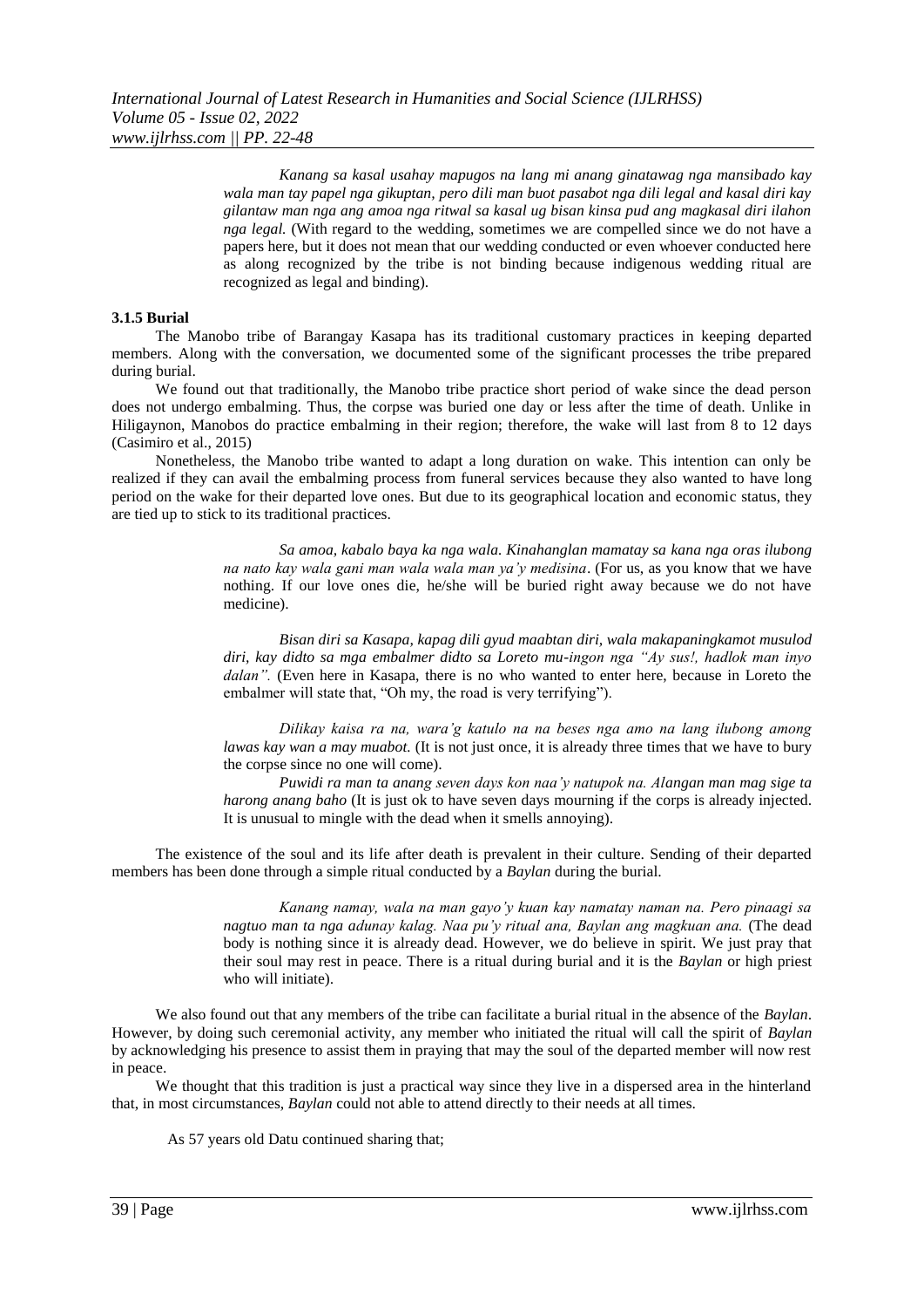> *Kanang sa kasal usahay mapugos na lang mi anang ginatawag nga mansibado kay wala man tay papel nga gikuptan, pero dili man buot pasabot nga dili legal and kasal diri kay gilantaw man nga ang amoa nga ritwal sa kasal ug bisan kinsa pud ang magkasal diri ilahon nga legal.* (With regard to the wedding, sometimes we are compelled since we do not have a papers here, but it does not mean that our wedding conducted or even whoever conducted here as along recognized by the tribe is not binding because indigenous wedding ritual are recognized as legal and binding).

#### 3.1.5 Burial

The Manobo tribe of Barangay Kasapa has its traditional customary practices in keeping departed members. Along with the conversation, we documented some of the significant processes the tribe prepared during burial.

We found out that traditionally, the Manobo tribe practice short period of wake since the dead person does not undergo embalming. Thus, the corpse was buried one day or less after the time of death. Unlike in Hiligaynon, Manobos do practice embalming in their region; therefore, the wake will last from 8 to 12 days (Casimiro et al., 2015)

Nonetheless, the Manobo tribe wanted to adapt a long duration on wake. This intention can only be realized if they can avail the embalming process from funeral services because they also wanted to have long period on the wake for their departed love ones. But due to its geographical location and economic status, they are tied up to stick to its traditional practices.

> *Sa amoa, kabalo baya ka nga wala. Kinahanglan mamatay sa kana nga oras ilubong na nato kay wala gani man wala wala man ya'y medisina*. (For us, as you know that we have nothing. If our love ones die, he/she will be buried right away because we do not have medicine).
>
> *Bisan diri sa Kasapa, kapag dili gyud maabtan diri, wala makapaningkamot musulod diri, kay didto sa mga embalmer didto sa Loreto mu-ingon nga "Ay sus!, hadlok man inyo dalan".* (Even here in Kasapa, there is no who wanted to enter here, because in Loreto the embalmer will state that, "Oh my, the road is very terrifying").
>
> *Dilikay kaisa ra na, wara'g katulo na na beses nga amo na lang ilubong among lawas kay wan a may muabot.* (It is not just once, it is already three times that we have to bury the corpse since no one will come).
>
> *Puwidi ra man ta anang seven days kon naa'y natupok na. Alangan man mag sige ta harong anang baho* (It is just ok to have seven days mourning if the corps is already injected. It is unusual to mingle with the dead when it smells annoying).

The existence of the soul and its life after death is prevalent in their culture. Sending of their departed members has been done through a simple ritual conducted by a *Baylan* during the burial.

> *Kanang namay, wala na man gayo'y kuan kay namatay naman na. Pero pinaagi sa nagtuo man ta nga adunay kalag. Naa pu'y ritual ana, Baylan ang magkuan ana.* (The dead body is nothing since it is already dead. However, we do believe in spirit. We just pray that their soul may rest in peace. There is a ritual during burial and it is the *Baylan* or high priest who will initiate).

We also found out that any members of the tribe can facilitate a burial ritual in the absence of the *Baylan*. However, by doing such ceremonial activity, any member who initiated the ritual will call the spirit of *Baylan* by acknowledging his presence to assist them in praying that may the soul of the departed member will now rest in peace.

We thought that this tradition is just a practical way since they live in a dispersed area in the hinterland that, in most circumstances, *Baylan* could not able to attend directly to their needs at all times.

As 57 years old Datu continued sharing that;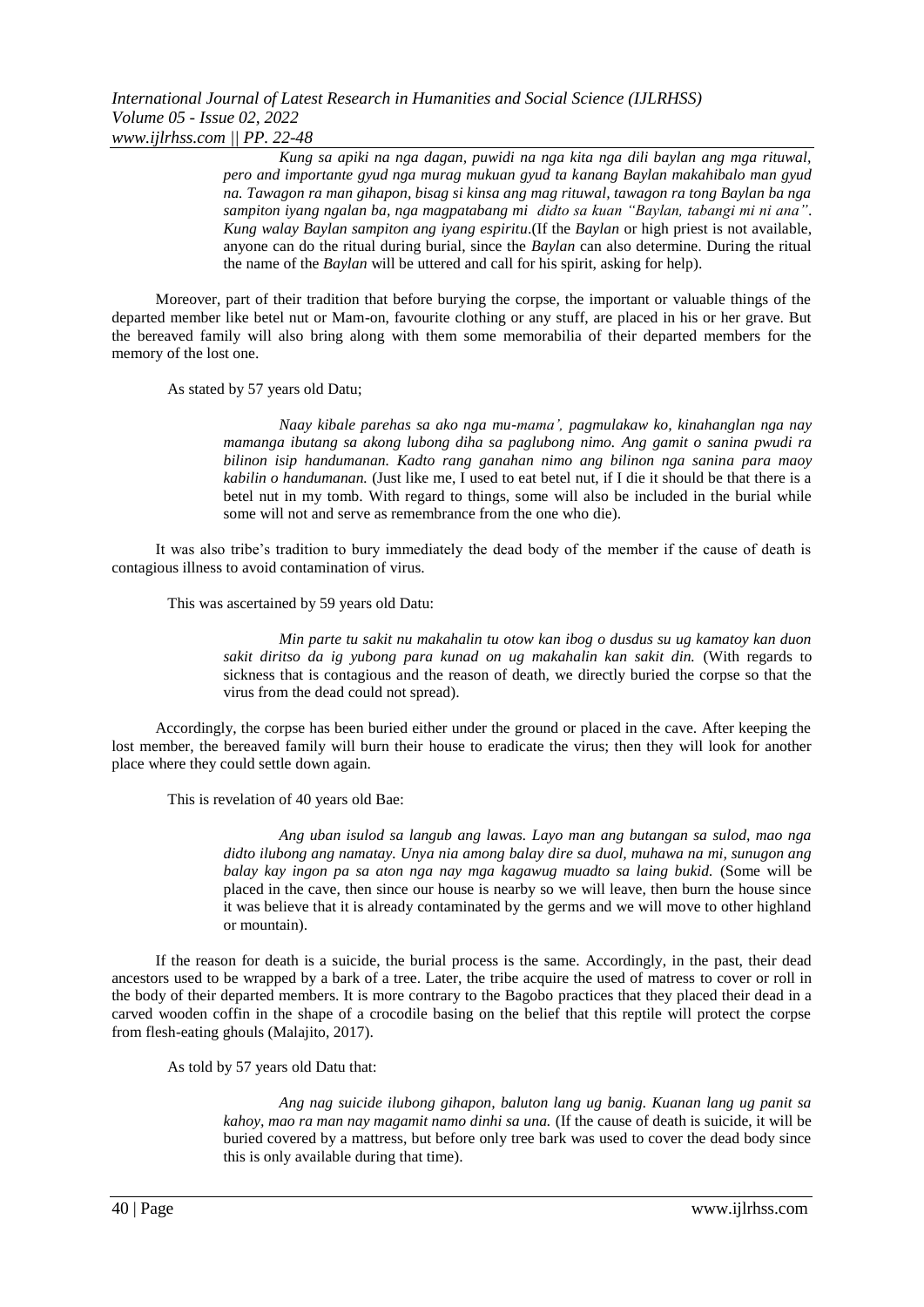> *Kung sa apiki na nga dagan, puwidi na nga kita nga dili baylan ang mga rituwal, pero and importante gyud nga murag mukuan gyud ta kanang Baylan makahibalo man gyud na. Tawagon ra man gihapon, bisag si kinsa ang mag rituwal, tawagon ra tong Baylan ba nga sampiton iyang ngalan ba, nga magpatabang mi didto sa kuan "Baylan, tabangi mi ni ana". Kung walay Baylan sampiton ang iyang espiritu*.(If the *Baylan* or high priest is not available, anyone can do the ritual during burial, since the *Baylan* can also determine. During the ritual the name of the *Baylan* will be uttered and call for his spirit, asking for help).

Moreover, part of their tradition that before burying the corpse, the important or valuable things of the departed member like betel nut or Mam-on, favourite clothing or any stuff, are placed in his or her grave. But the bereaved family will also bring along with them some memorabilia of their departed members for the memory of the lost one.

As stated by 57 years old Datu;

> *Naay kibale parehas sa ako nga mu-mama', pagmulakaw ko, kinahanglan nga nay mamanga ibutang sa akong lubong diha sa paglubong nimo. Ang gamit o sanina pwudi ra bilinon isip handumanan. Kadto rang ganahan nimo ang bilinon nga sanina para maoy kabilin o handumanan.* (Just like me, I used to eat betel nut, if I die it should be that there is a betel nut in my tomb. With regard to things, some will also be included in the burial while some will not and serve as remembrance from the one who die).

It was also tribe's tradition to bury immediately the dead body of the member if the cause of death is contagious illness to avoid contamination of virus.

This was ascertained by 59 years old Datu:

> *Min parte tu sakit nu makahalin tu otow kan ibog o dusdus su ug kamatoy kan duon sakit diritso da ig yubong para kunad on ug makahalin kan sakit din.* (With regards to sickness that is contagious and the reason of death, we directly buried the corpse so that the virus from the dead could not spread).

Accordingly, the corpse has been buried either under the ground or placed in the cave. After keeping the lost member, the bereaved family will burn their house to eradicate the virus; then they will look for another place where they could settle down again.

This is revelation of 40 years old Bae:

> *Ang uban isulod sa langub ang lawas. Layo man ang butangan sa sulod, mao nga didto ilubong ang namatay. Unya nia among balay dire sa duol, muhawa na mi, sunugon ang balay kay ingon pa sa aton nga nay mga kagawug muadto sa laing bukid.* (Some will be placed in the cave, then since our house is nearby so we will leave, then burn the house since it was believe that it is already contaminated by the germs and we will move to other highland or mountain).

If the reason for death is a suicide, the burial process is the same. Accordingly, in the past, their dead ancestors used to be wrapped by a bark of a tree. Later, the tribe acquire the used of matress to cover or roll in the body of their departed members. It is more contrary to the Bagobo practices that they placed their dead in a carved wooden coffin in the shape of a crocodile basing on the belief that this reptile will protect the corpse from flesh-eating ghouls (Malajito, 2017).

As told by 57 years old Datu that:

> *Ang nag suicide ilubong gihapon, baluton lang ug banig. Kuanan lang ug panit sa kahoy, mao ra man nay magamit namo dinhi sa una.* (If the cause of death is suicide, it will be buried covered by a mattress, but before only tree bark was used to cover the dead body since this is only available during that time).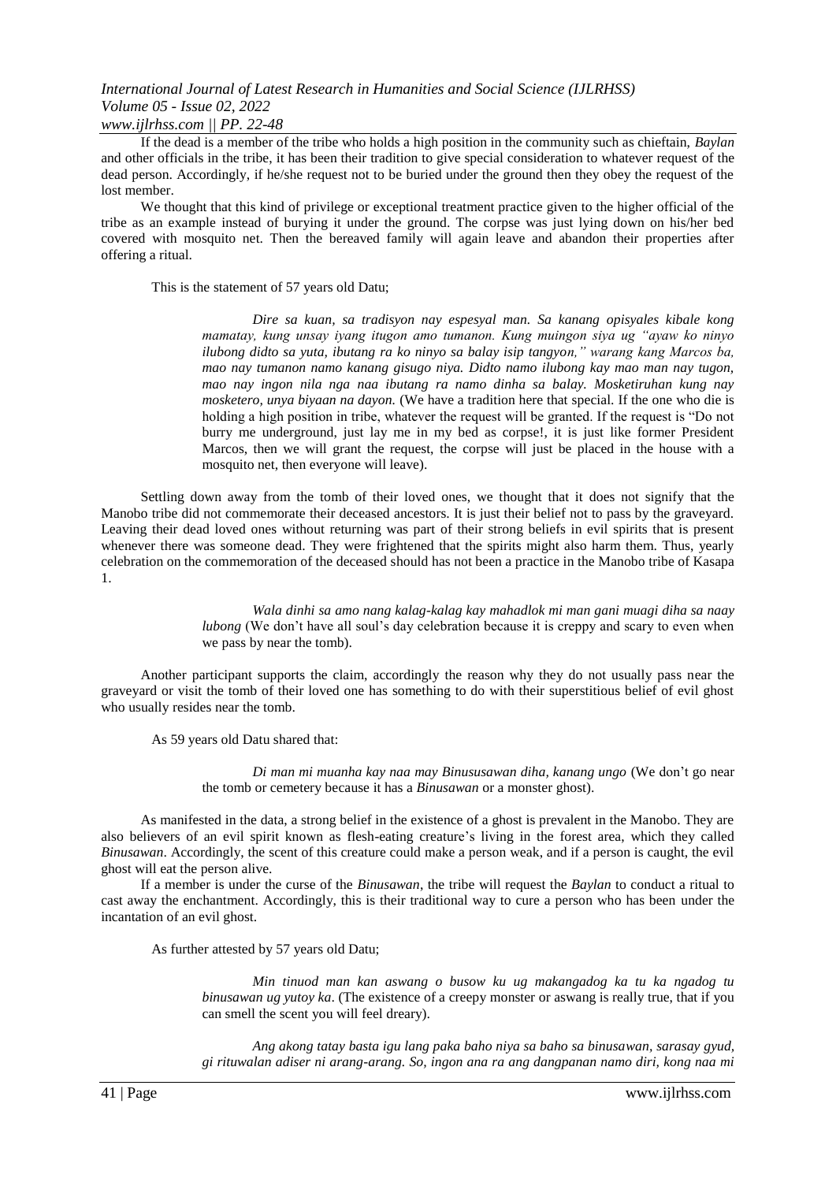If the dead is a member of the tribe who holds a high position in the community such as chieftain, *Baylan* and other officials in the tribe, it has been their tradition to give special consideration to whatever request of the dead person. Accordingly, if he/she request not to be buried under the ground then they obey the request of the lost member.

We thought that this kind of privilege or exceptional treatment practice given to the higher official of the tribe as an example instead of burying it under the ground. The corpse was just lying down on his/her bed covered with mosquito net. Then the bereaved family will again leave and abandon their properties after offering a ritual.

This is the statement of 57 years old Datu;

> *Dire sa kuan, sa tradisyon nay espesyal man. Sa kanang opisyales kibale kong mamatay, kung unsay iyang itugon amo tumanon. Kung muingon siya ug "ayaw ko ninyo ilubong didto sa yuta, ibutang ra ko ninyo sa balay isip tangyon," warang kang Marcos ba, mao nay tumanon namo kanang gisugo niya. Didto namo ilubong kay mao man nay tugon, mao nay ingon nila nga naa ibutang ra namo dinha sa balay. Mosketiruhan kung nay mosketero, unya biyaan na dayon.* (We have a tradition here that special. If the one who die is holding a high position in tribe, whatever the request will be granted. If the request is "Do not burry me underground, just lay me in my bed as corpse!, it is just like former President Marcos, then we will grant the request, the corpse will just be placed in the house with a mosquito net, then everyone will leave).

Settling down away from the tomb of their loved ones, we thought that it does not signify that the Manobo tribe did not commemorate their deceased ancestors. It is just their belief not to pass by the graveyard. Leaving their dead loved ones without returning was part of their strong beliefs in evil spirits that is present whenever there was someone dead. They were frightened that the spirits might also harm them. Thus, yearly celebration on the commemoration of the deceased should has not been a practice in the Manobo tribe of Kasapa 1.

> *Wala dinhi sa amo nang kalag-kalag kay mahadlok mi man gani muagi diha sa naay lubong* (We don't have all soul's day celebration because it is creppy and scary to even when we pass by near the tomb).

Another participant supports the claim, accordingly the reason why they do not usually pass near the graveyard or visit the tomb of their loved one has something to do with their superstitious belief of evil ghost who usually resides near the tomb.

As 59 years old Datu shared that:

> *Di man mi muanha kay naa may Binususawan diha, kanang ungo* (We don't go near the tomb or cemetery because it has a *Binusawan* or a monster ghost).

As manifested in the data, a strong belief in the existence of a ghost is prevalent in the Manobo. They are also believers of an evil spirit known as flesh-eating creature's living in the forest area, which they called *Binusawan*. Accordingly, the scent of this creature could make a person weak, and if a person is caught, the evil ghost will eat the person alive.

If a member is under the curse of the *Binusawan*, the tribe will request the *Baylan* to conduct a ritual to cast away the enchantment. Accordingly, this is their traditional way to cure a person who has been under the incantation of an evil ghost.

As further attested by 57 years old Datu;

> *Min tinuod man kan aswang o busow ku ug makangadog ka tu ka ngadog tu binusawan ug yutoy ka*. (The existence of a creepy monster or aswang is really true, that if you can smell the scent you will feel dreary).
>
> *Ang akong tatay basta igu lang paka baho niya sa baho sa binusawan, sarasay gyud, gi rituwalan adiser ni arang-arang. So, ingon ana ra ang dangpanan namo diri, kong naa mi*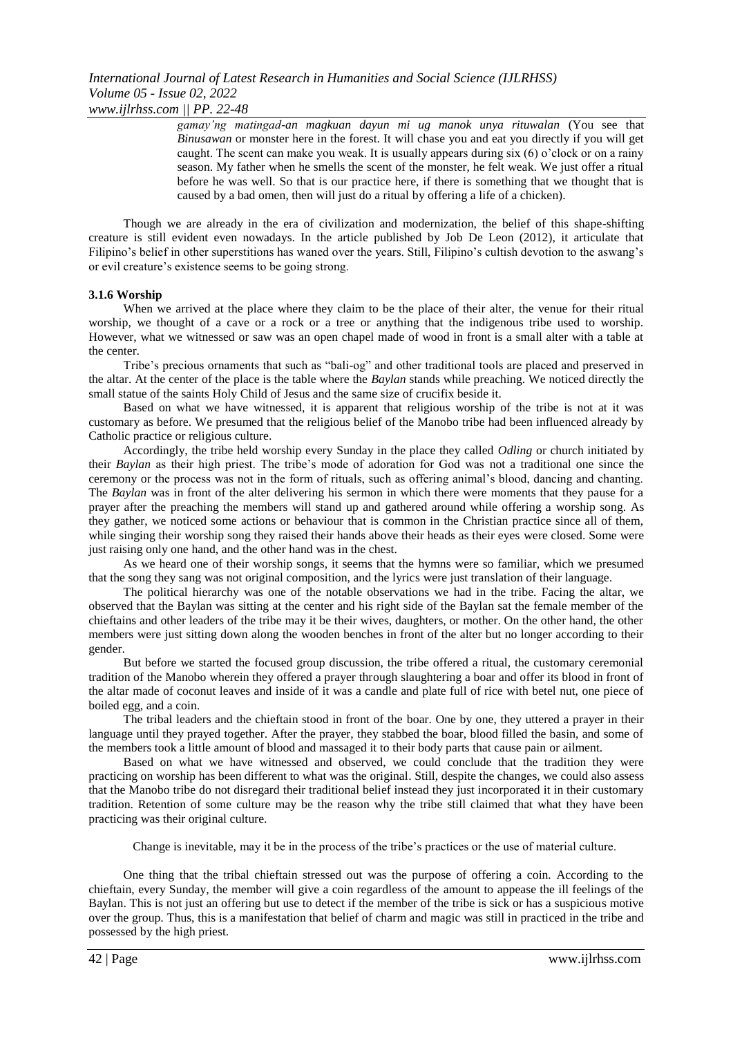*gamay'ng matingad-an magkuan dayun mi ug manok unya rituwalan* (You see that *Binusawan* or monster here in the forest. It will chase you and eat you directly if you will get caught. The scent can make you weak. It is usually appears during six (6) o'clock or on a rainy season. My father when he smells the scent of the monster, he felt weak. We just offer a ritual before he was well. So that is our practice here, if there is something that we thought that is caused by a bad omen, then will just do a ritual by offering a life of a chicken).

Though we are already in the era of civilization and modernization, the belief of this shape-shifting creature is still evident even nowadays. In the article published by Job De Leon (2012), it articulate that Filipino's belief in other superstitions has waned over the years. Still, Filipino's cultish devotion to the aswang's or evil creature's existence seems to be going strong.

### 3.1.6 Worship

When we arrived at the place where they claim to be the place of their alter, the venue for their ritual worship, we thought of a cave or a rock or a tree or anything that the indigenous tribe used to worship. However, what we witnessed or saw was an open chapel made of wood in front is a small alter with a table at the center.

Tribe's precious ornaments that such as "bali-og" and other traditional tools are placed and preserved in the altar. At the center of the place is the table where the *Baylan* stands while preaching. We noticed directly the small statue of the saints Holy Child of Jesus and the same size of crucifix beside it.

Based on what we have witnessed, it is apparent that religious worship of the tribe is not at it was customary as before. We presumed that the religious belief of the Manobo tribe had been influenced already by Catholic practice or religious culture.

Accordingly, the tribe held worship every Sunday in the place they called *Odling* or church initiated by their *Baylan* as their high priest. The tribe's mode of adoration for God was not a traditional one since the ceremony or the process was not in the form of rituals, such as offering animal's blood, dancing and chanting. The *Baylan* was in front of the alter delivering his sermon in which there were moments that they pause for a prayer after the preaching the members will stand up and gathered around while offering a worship song. As they gather, we noticed some actions or behaviour that is common in the Christian practice since all of them, while singing their worship song they raised their hands above their heads as their eyes were closed. Some were just raising only one hand, and the other hand was in the chest.

As we heard one of their worship songs, it seems that the hymns were so familiar, which we presumed that the song they sang was not original composition, and the lyrics were just translation of their language.

The political hierarchy was one of the notable observations we had in the tribe. Facing the altar, we observed that the Baylan was sitting at the center and his right side of the Baylan sat the female member of the chieftains and other leaders of the tribe may it be their wives, daughters, or mother. On the other hand, the other members were just sitting down along the wooden benches in front of the alter but no longer according to their gender.

But before we started the focused group discussion, the tribe offered a ritual, the customary ceremonial tradition of the Manobo wherein they offered a prayer through slaughtering a boar and offer its blood in front of the altar made of coconut leaves and inside of it was a candle and plate full of rice with betel nut, one piece of boiled egg, and a coin.

The tribal leaders and the chieftain stood in front of the boar. One by one, they uttered a prayer in their language until they prayed together. After the prayer, they stabbed the boar, blood filled the basin, and some of the members took a little amount of blood and massaged it to their body parts that cause pain or ailment.

Based on what we have witnessed and observed, we could conclude that the tradition they were practicing on worship has been different to what was the original. Still, despite the changes, we could also assess that the Manobo tribe do not disregard their traditional belief instead they just incorporated it in their customary tradition. Retention of some culture may be the reason why the tribe still claimed that what they have been practicing was their original culture.

Change is inevitable, may it be in the process of the tribe's practices or the use of material culture.

One thing that the tribal chieftain stressed out was the purpose of offering a coin. According to the chieftain, every Sunday, the member will give a coin regardless of the amount to appease the ill feelings of the Baylan. This is not just an offering but use to detect if the member of the tribe is sick or has a suspicious motive over the group. Thus, this is a manifestation that belief of charm and magic was still in practiced in the tribe and possessed by the high priest.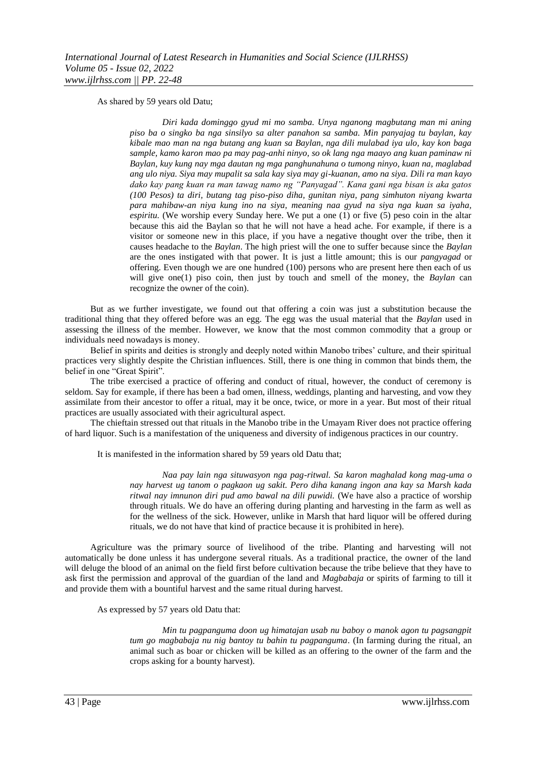As shared by 59 years old Datu;

> *Diri kada dominggo gyud mi mo samba. Unya nganong magbutang man mi aning piso ba o singko ba nga sinsilyo sa alter panahon sa samba. Min panyajag tu baylan, kay kibale mao man na nga butang ang kuan sa Baylan, nga dili mulabad iya ulo, kay kon baga sample, kamo karon mao pa may pag-anhi ninyo, so ok lang nga maayo ang kuan paminaw ni Baylan, kuy kung nay mga dautan ng mga panghunahuna o tumong ninyo, kuan na, maglabad ang ulo niya. Siya may mupalit sa sala kay siya may gi-kuanan, amo na siya. Dili ra man kayo dako kay pang kuan ra man tawag namo ng "Panyagad". Kana gani nga bisan is aka gatos (100 Pesos) ta diri, butang tag piso-piso diha, gunitan niya, pang simhuton niyang kwarta para mahibaw-an niya kung ino na siya, meaning naa gyud na siya nga kuan sa iyaha, espiritu.* (We worship every Sunday here. We put a one (1) or five (5) peso coin in the altar because this aid the Baylan so that he will not have a head ache. For example, if there is a visitor or someone new in this place, if you have a negative thought over the tribe, then it causes headache to the *Baylan*. The high priest will the one to suffer because since the *Baylan* are the ones instigated with that power. It is just a little amount; this is our *pangyagad* or offering. Even though we are one hundred (100) persons who are present here then each of us will give one(1) piso coin, then just by touch and smell of the money, the *Baylan* can recognize the owner of the coin).

But as we further investigate, we found out that offering a coin was just a substitution because the traditional thing that they offered before was an egg. The egg was the usual material that the *Baylan* used in assessing the illness of the member. However, we know that the most common commodity that a group or individuals need nowadays is money.

Belief in spirits and deities is strongly and deeply noted within Manobo tribes' culture, and their spiritual practices very slightly despite the Christian influences. Still, there is one thing in common that binds them, the belief in one "Great Spirit".

The tribe exercised a practice of offering and conduct of ritual, however, the conduct of ceremony is seldom. Say for example, if there has been a bad omen, illness, weddings, planting and harvesting, and vow they assimilate from their ancestor to offer a ritual, may it be once, twice, or more in a year. But most of their ritual practices are usually associated with their agricultural aspect.

The chieftain stressed out that rituals in the Manobo tribe in the Umayam River does not practice offering of hard liquor. Such is a manifestation of the uniqueness and diversity of indigenous practices in our country.

It is manifested in the information shared by 59 years old Datu that;

> *Naa pay lain nga situwasyon nga pag-ritwal. Sa karon maghalad kong mag-uma o nay harvest ug tanom o pagkaon ug sakit. Pero diha kanang ingon ana kay sa Marsh kada ritwal nay imnunon diri pud amo bawal na dili puwidi.* (We have also a practice of worship through rituals. We do have an offering during planting and harvesting in the farm as well as for the wellness of the sick. However, unlike in Marsh that hard liquor will be offered during rituals, we do not have that kind of practice because it is prohibited in here).

Agriculture was the primary source of livelihood of the tribe. Planting and harvesting will not automatically be done unless it has undergone several rituals. As a traditional practice, the owner of the land will deluge the blood of an animal on the field first before cultivation because the tribe believe that they have to ask first the permission and approval of the guardian of the land and *Magbabaja* or spirits of farming to till it and provide them with a bountiful harvest and the same ritual during harvest.

As expressed by 57 years old Datu that:

> *Min tu pagpanguma doon ug himatajan usab nu baboy o manok agon tu pagsangpit tum go magbabaja nu nig bantoy tu bahin tu pagpanguma*. (In farming during the ritual, an animal such as boar or chicken will be killed as an offering to the owner of the farm and the crops asking for a bounty harvest).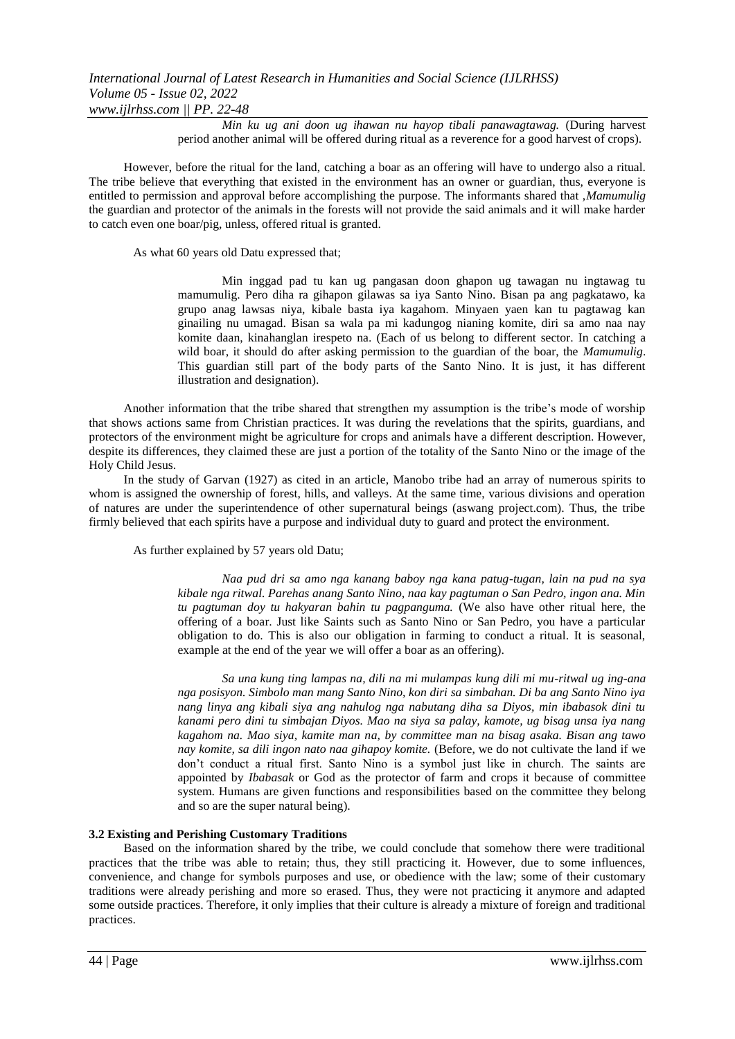> *Min ku ug ani doon ug ihawan nu hayop tibali panawagtawag.* (During harvest period another animal will be offered during ritual as a reverence for a good harvest of crops).

However, before the ritual for the land, catching a boar as an offering will have to undergo also a ritual. The tribe believe that everything that existed in the environment has an owner or guardian, thus, everyone is entitled to permission and approval before accomplishing the purpose. The informants shared that ,*Mamumulig* the guardian and protector of the animals in the forests will not provide the said animals and it will make harder to catch even one boar/pig, unless, offered ritual is granted.

As what 60 years old Datu expressed that;

> Min inggad pad tu kan ug pangasan doon ghapon ug tawagan nu ingtawag tu mamumulig. Pero diha ra gihapon gilawas sa iya Santo Nino. Bisan pa ang pagkatawo, ka grupo anag lawsas niya, kibale basta iya kagahom. Minyaen yaen kan tu pagtawag kan ginailing nu umagad. Bisan sa wala pa mi kadungog nianing komite, diri sa amo naa nay komite daan, kinahanglan irespeto na. (Each of us belong to different sector. In catching a wild boar, it should do after asking permission to the guardian of the boar, the *Mamumulig*. This guardian still part of the body parts of the Santo Nino. It is just, it has different illustration and designation).

Another information that the tribe shared that strengthen my assumption is the tribe's mode of worship that shows actions same from Christian practices. It was during the revelations that the spirits, guardians, and protectors of the environment might be agriculture for crops and animals have a different description. However, despite its differences, they claimed these are just a portion of the totality of the Santo Nino or the image of the Holy Child Jesus.

In the study of Garvan (1927) as cited in an article, Manobo tribe had an array of numerous spirits to whom is assigned the ownership of forest, hills, and valleys. At the same time, various divisions and operation of natures are under the superintendence of other supernatural beings (aswang project.com). Thus, the tribe firmly believed that each spirits have a purpose and individual duty to guard and protect the environment.

As further explained by 57 years old Datu;

> *Naa pud dri sa amo nga kanang baboy nga kana patug-tugan, lain na pud na sya kibale nga ritwal. Parehas anang Santo Nino, naa kay pagtuman o San Pedro, ingon ana. Min tu pagtuman doy tu hakyaran bahin tu pagpanguma.* (We also have other ritual here, the offering of a boar. Just like Saints such as Santo Nino or San Pedro, you have a particular obligation to do. This is also our obligation in farming to conduct a ritual. It is seasonal, example at the end of the year we will offer a boar as an offering).
>
> *Sa una kung ting lampas na, dili na mi mulampas kung dili mi mu-ritwal ug ing-ana nga posisyon. Simbolo man mang Santo Nino, kon diri sa simbahan. Di ba ang Santo Nino iya nang linya ang kibali siya ang nahulog nga nabutang diha sa Diyos, min ibabasok dini tu kanami pero dini tu simbajan Diyos. Mao na siya sa palay, kamote, ug bisag unsa iya nang kagahom na. Mao siya, kamite man na, by committee man na bisag asaka. Bisan ang tawo nay komite, sa dili ingon nato naa gihapoy komite.* (Before, we do not cultivate the land if we don't conduct a ritual first. Santo Nino is a symbol just like in church. The saints are appointed by *Ibabasak* or God as the protector of farm and crops it because of committee system. Humans are given functions and responsibilities based on the committee they belong and so are the super natural being).

### 3.2 Existing and Perishing Customary Traditions

Based on the information shared by the tribe, we could conclude that somehow there were traditional practices that the tribe was able to retain; thus, they still practicing it. However, due to some influences, convenience, and change for symbols purposes and use, or obedience with the law; some of their customary traditions were already perishing and more so erased. Thus, they were not practicing it anymore and adapted some outside practices. Therefore, it only implies that their culture is already a mixture of foreign and traditional practices.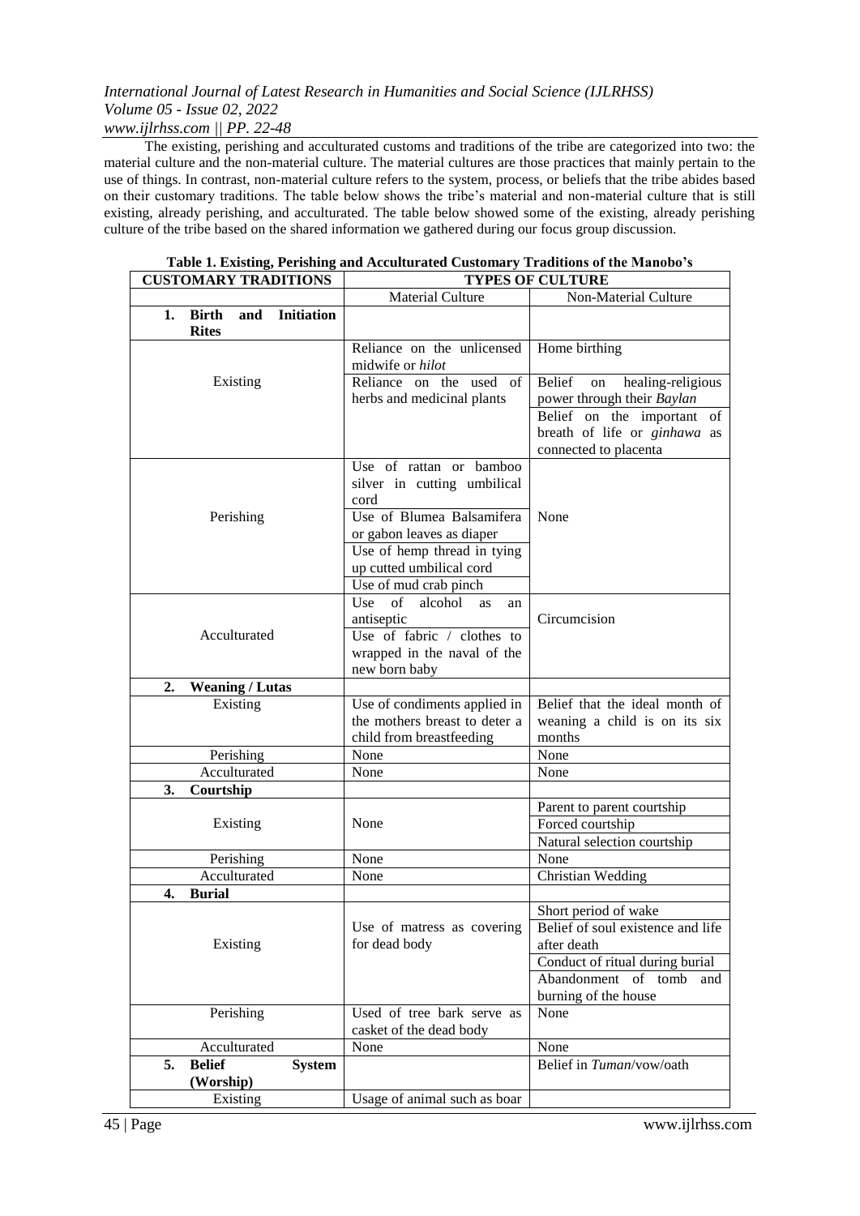The existing, perishing and acculturated customs and traditions of the tribe are categorized into two: the material culture and the non-material culture. The material cultures are those practices that mainly pertain to the use of things. In contrast, non-material culture refers to the system, process, or beliefs that the tribe abides based on their customary traditions. The table below shows the tribe's material and non-material culture that is still existing, already perishing, and acculturated. The table below showed some of the existing, already perishing culture of the tribe based on the shared information we gathered during our focus group discussion.

**Table 1. Existing, Perishing and Acculturated Customary Traditions of the Manobo's**

| CUSTOMARY TRADITIONS | TYPES OF CULTURE | |
|---|---|---|
| | Material Culture | Non-Material Culture |
| **1. Birth and Initiation Rites** | | |
| Existing | Reliance on the unlicensed midwife or *hilot* | Home birthing |
| | Reliance on the used of herbs and medicinal plants | Belief on healing-religious power through their *Baylan* |
| | | Belief on the important of breath of life or *ginhawa* as connected to placenta |
| Perishing | Use of rattan or bamboo silver in cutting umbilical cord | None |
| | Use of Blumea Balsamifera or gabon leaves as diaper | |
| | Use of hemp thread in tying up cutted umbilical cord | |
| | Use of mud crab pinch | |
| Acculturated | Use of alcohol as an antiseptic | Circumcision |
| | Use of fabric / clothes to wrapped in the naval of the new born baby | |
| **2. Weaning / Lutas** | | |
| Existing | Use of condiments applied in the mothers breast to deter a child from breastfeeding | Belief that the ideal month of weaning a child is on its six months |
| Perishing | None | None |
| Acculturated | None | None |
| **3. Courtship** | | |
| Existing | None | Parent to parent courtship |
| | | Forced courtship |
| | | Natural selection courtship |
| Perishing | None | None |
| Acculturated | None | Christian Wedding |
| **4. Burial** | | |
| Existing | Use of matress as covering for dead body | Short period of wake |
| | | Belief of soul existence and life after death |
| | | Conduct of ritual during burial |
| | | Abandonment of tomb and burning of the house |
| Perishing | Used of tree bark serve as casket of the dead body | None |
| Acculturated | None | None |
| **5. Belief System (Worship)** | | Belief in *Tuman*/vow/oath |
| Existing | Usage of animal such as boar | |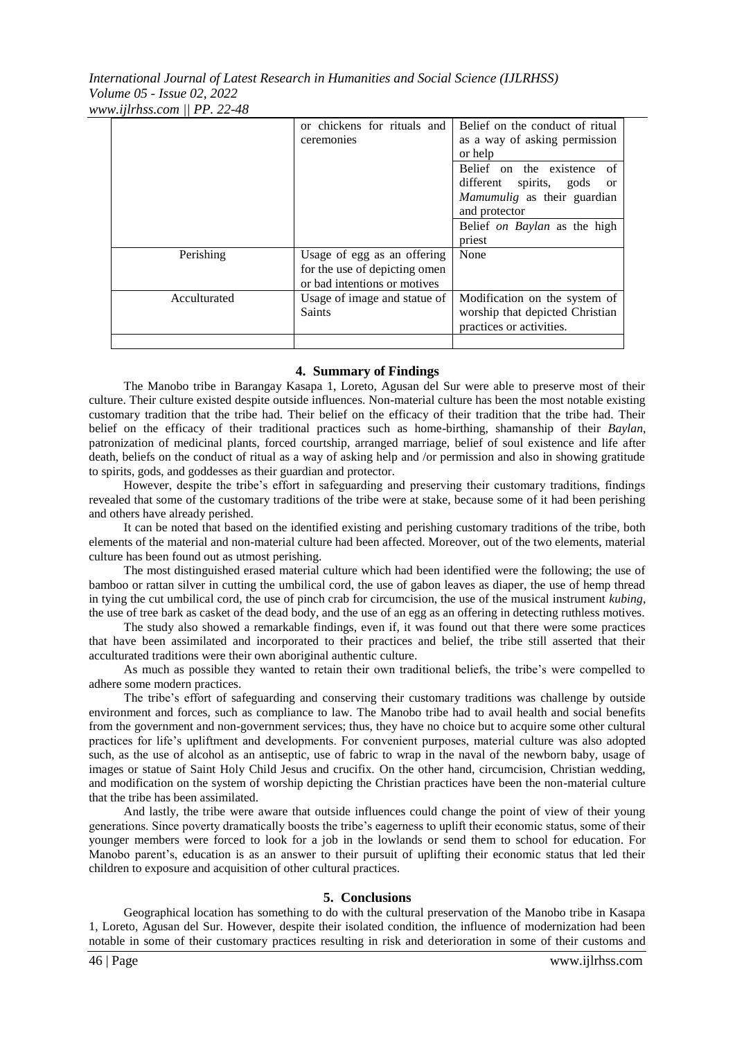| | or chickens for rituals and ceremonies | Belief on the conduct of ritual as a way of asking permission or help |
|---|---|---|
| | | Belief on the existence of different spirits, gods or *Mamumulig* as their guardian and protector |
| | | Belief *on Baylan* as the high priest |
| Perishing | Usage of egg as an offering for the use of depicting omen or bad intentions or motives | None |
| Acculturated | Usage of image and statue of Saints | Modification on the system of worship that depicted Christian practices or activities. |
| | | |

## 4. Summary of Findings

The Manobo tribe in Barangay Kasapa 1, Loreto, Agusan del Sur were able to preserve most of their culture. Their culture existed despite outside influences. Non-material culture has been the most notable existing customary tradition that the tribe had. Their belief on the efficacy of their tradition that the tribe had. Their belief on the efficacy of their traditional practices such as home-birthing, shamanship of their *Baylan*, patronization of medicinal plants, forced courtship, arranged marriage, belief of soul existence and life after death, beliefs on the conduct of ritual as a way of asking help and /or permission and also in showing gratitude to spirits, gods, and goddesses as their guardian and protector.

However, despite the tribe's effort in safeguarding and preserving their customary traditions, findings revealed that some of the customary traditions of the tribe were at stake, because some of it had been perishing and others have already perished.

It can be noted that based on the identified existing and perishing customary traditions of the tribe, both elements of the material and non-material culture had been affected. Moreover, out of the two elements, material culture has been found out as utmost perishing.

The most distinguished erased material culture which had been identified were the following; the use of bamboo or rattan silver in cutting the umbilical cord, the use of gabon leaves as diaper, the use of hemp thread in tying the cut umbilical cord, the use of pinch crab for circumcision, the use of the musical instrument *kubing*, the use of tree bark as casket of the dead body, and the use of an egg as an offering in detecting ruthless motives.

The study also showed a remarkable findings, even if, it was found out that there were some practices that have been assimilated and incorporated to their practices and belief, the tribe still asserted that their acculturated traditions were their own aboriginal authentic culture.

As much as possible they wanted to retain their own traditional beliefs, the tribe's were compelled to adhere some modern practices.

The tribe's effort of safeguarding and conserving their customary traditions was challenge by outside environment and forces, such as compliance to law. The Manobo tribe had to avail health and social benefits from the government and non-government services; thus, they have no choice but to acquire some other cultural practices for life's upliftment and developments. For convenient purposes, material culture was also adopted such, as the use of alcohol as an antiseptic, use of fabric to wrap in the naval of the newborn baby, usage of images or statue of Saint Holy Child Jesus and crucifix. On the other hand, circumcision, Christian wedding, and modification on the system of worship depicting the Christian practices have been the non-material culture that the tribe has been assimilated.

And lastly, the tribe were aware that outside influences could change the point of view of their young generations. Since poverty dramatically boosts the tribe's eagerness to uplift their economic status, some of their younger members were forced to look for a job in the lowlands or send them to school for education. For Manobo parent's, education is as an answer to their pursuit of uplifting their economic status that led their children to exposure and acquisition of other cultural practices.

## 5. Conclusions

Geographical location has something to do with the cultural preservation of the Manobo tribe in Kasapa 1, Loreto, Agusan del Sur. However, despite their isolated condition, the influence of modernization had been notable in some of their customary practices resulting in risk and deterioration in some of their customs and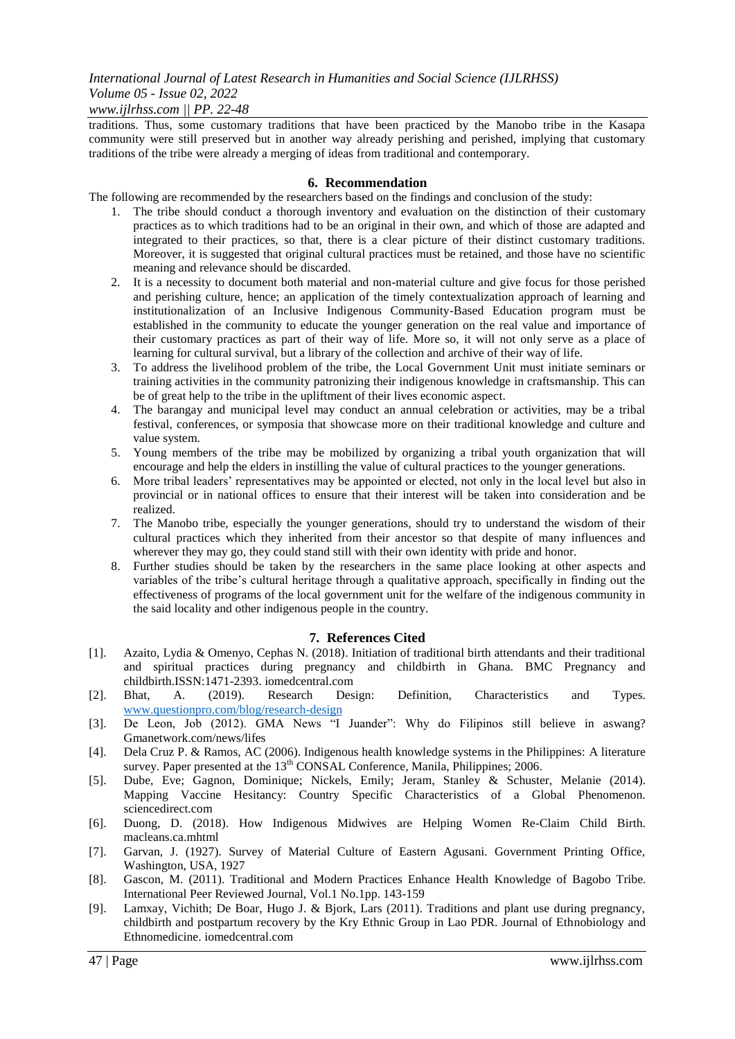traditions. Thus, some customary traditions that have been practiced by the Manobo tribe in the Kasapa community were still preserved but in another way already perishing and perished, implying that customary traditions of the tribe were already a merging of ideas from traditional and contemporary.

## 6. Recommendation

The following are recommended by the researchers based on the findings and conclusion of the study:

1. The tribe should conduct a thorough inventory and evaluation on the distinction of their customary practices as to which traditions had to be an original in their own, and which of those are adapted and integrated to their practices, so that, there is a clear picture of their distinct customary traditions. Moreover, it is suggested that original cultural practices must be retained, and those have no scientific meaning and relevance should be discarded.
2. It is a necessity to document both material and non-material culture and give focus for those perished and perishing culture, hence; an application of the timely contextualization approach of learning and institutionalization of an Inclusive Indigenous Community-Based Education program must be established in the community to educate the younger generation on the real value and importance of their customary practices as part of their way of life. More so, it will not only serve as a place of learning for cultural survival, but a library of the collection and archive of their way of life.
3. To address the livelihood problem of the tribe, the Local Government Unit must initiate seminars or training activities in the community patronizing their indigenous knowledge in craftsmanship. This can be of great help to the tribe in the upliftment of their lives economic aspect.
4. The barangay and municipal level may conduct an annual celebration or activities, may be a tribal festival, conferences, or symposia that showcase more on their traditional knowledge and culture and value system.
5. Young members of the tribe may be mobilized by organizing a tribal youth organization that will encourage and help the elders in instilling the value of cultural practices to the younger generations.
6. More tribal leaders' representatives may be appointed or elected, not only in the local level but also in provincial or in national offices to ensure that their interest will be taken into consideration and be realized.
7. The Manobo tribe, especially the younger generations, should try to understand the wisdom of their cultural practices which they inherited from their ancestor so that despite of many influences and wherever they may go, they could stand still with their own identity with pride and honor.
8. Further studies should be taken by the researchers in the same place looking at other aspects and variables of the tribe's cultural heritage through a qualitative approach, specifically in finding out the effectiveness of programs of the local government unit for the welfare of the indigenous community in the said locality and other indigenous people in the country.

## 7. References Cited

[1]. Azaito, Lydia & Omenyo, Cephas N. (2018). Initiation of traditional birth attendants and their traditional and spiritual practices during pregnancy and childbirth in Ghana. BMC Pregnancy and childbirth.ISSN:1471-2393. iomedcentral.com

[2]. Bhat, A. (2019). Research Design: Definition, Characteristics and Types. www.questionpro.com/blog/research-design

[3]. De Leon, Job (2012). GMA News "I Juander": Why do Filipinos still believe in aswang? Gmanetwork.com/news/lifes

[4]. Dela Cruz P. & Ramos, AC (2006). Indigenous health knowledge systems in the Philippines: A literature survey. Paper presented at the 13th CONSAL Conference, Manila, Philippines; 2006.

[5]. Dube, Eve; Gagnon, Dominique; Nickels, Emily; Jeram, Stanley & Schuster, Melanie (2014). Mapping Vaccine Hesitancy: Country Specific Characteristics of a Global Phenomenon. sciencedirect.com

[6]. Duong, D. (2018). How Indigenous Midwives are Helping Women Re-Claim Child Birth. macleans.ca.mhtml

[7]. Garvan, J. (1927). Survey of Material Culture of Eastern Agusani. Government Printing Office, Washington, USA, 1927

[8]. Gascon, M. (2011). Traditional and Modern Practices Enhance Health Knowledge of Bagobo Tribe. International Peer Reviewed Journal, Vol.1 No.1pp. 143-159

[9]. Lamxay, Vichith; De Boar, Hugo J. & Bjork, Lars (2011). Traditions and plant use during pregnancy, childbirth and postpartum recovery by the Kry Ethnic Group in Lao PDR. Journal of Ethnobiology and Ethnomedicine. iomedcentral.com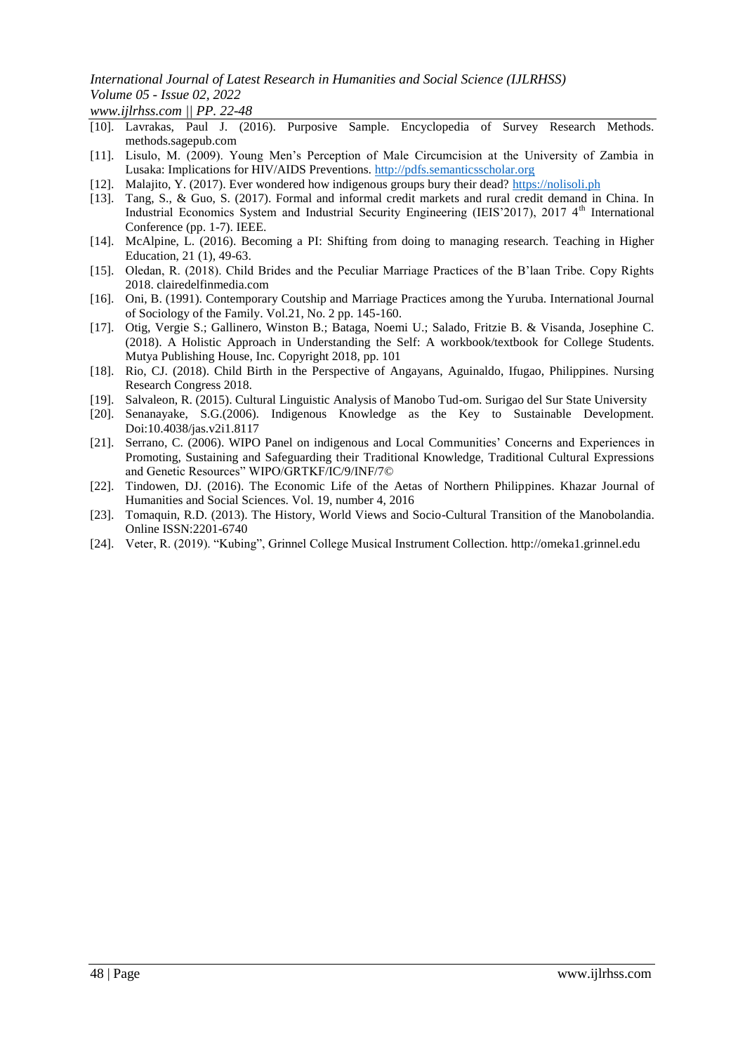[10]. Lavrakas, Paul J. (2016). Purposive Sample. Encyclopedia of Survey Research Methods. methods.sagepub.com

[11]. Lisulo, M. (2009). Young Men's Perception of Male Circumcision at the University of Zambia in Lusaka: Implications for HIV/AIDS Preventions. http://pdfs.semanticsscholar.org

[12]. Malajito, Y. (2017). Ever wondered how indigenous groups bury their dead? https://nolisoli.ph

[13]. Tang, S., & Guo, S. (2017). Formal and informal credit markets and rural credit demand in China. In Industrial Economics System and Industrial Security Engineering (IEIS'2017), 2017 4th International Conference (pp. 1-7). IEEE.

[14]. McAlpine, L. (2016). Becoming a PI: Shifting from doing to managing research. Teaching in Higher Education, 21 (1), 49-63.

[15]. Oledan, R. (2018). Child Brides and the Peculiar Marriage Practices of the B'laan Tribe. Copy Rights 2018. clairedelfinmedia.com

[16]. Oni, B. (1991). Contemporary Coutship and Marriage Practices among the Yuruba. International Journal of Sociology of the Family. Vol.21, No. 2 pp. 145-160.

[17]. Otig, Vergie S.; Gallinero, Winston B.; Bataga, Noemi U.; Salado, Fritzie B. & Visanda, Josephine C. (2018). A Holistic Approach in Understanding the Self: A workbook/textbook for College Students. Mutya Publishing House, Inc. Copyright 2018, pp. 101

[18]. Rio, CJ. (2018). Child Birth in the Perspective of Angayans, Aguinaldo, Ifugao, Philippines. Nursing Research Congress 2018.

[19]. Salvaleon, R. (2015). Cultural Linguistic Analysis of Manobo Tud-om. Surigao del Sur State University

[20]. Senanayake, S.G.(2006). Indigenous Knowledge as the Key to Sustainable Development. Doi:10.4038/jas.v2i1.8117

[21]. Serrano, C. (2006). WIPO Panel on indigenous and Local Communities' Concerns and Experiences in Promoting, Sustaining and Safeguarding their Traditional Knowledge, Traditional Cultural Expressions and Genetic Resources" WIPO/GRTKF/IC/9/INF/7©

[22]. Tindowen, DJ. (2016). The Economic Life of the Aetas of Northern Philippines. Khazar Journal of Humanities and Social Sciences. Vol. 19, number 4, 2016

[23]. Tomaquin, R.D. (2013). The History, World Views and Socio-Cultural Transition of the Manobolandia. Online ISSN:2201-6740

[24]. Veter, R. (2019). "Kubing", Grinnel College Musical Instrument Collection. http://omeka1.grinnel.edu